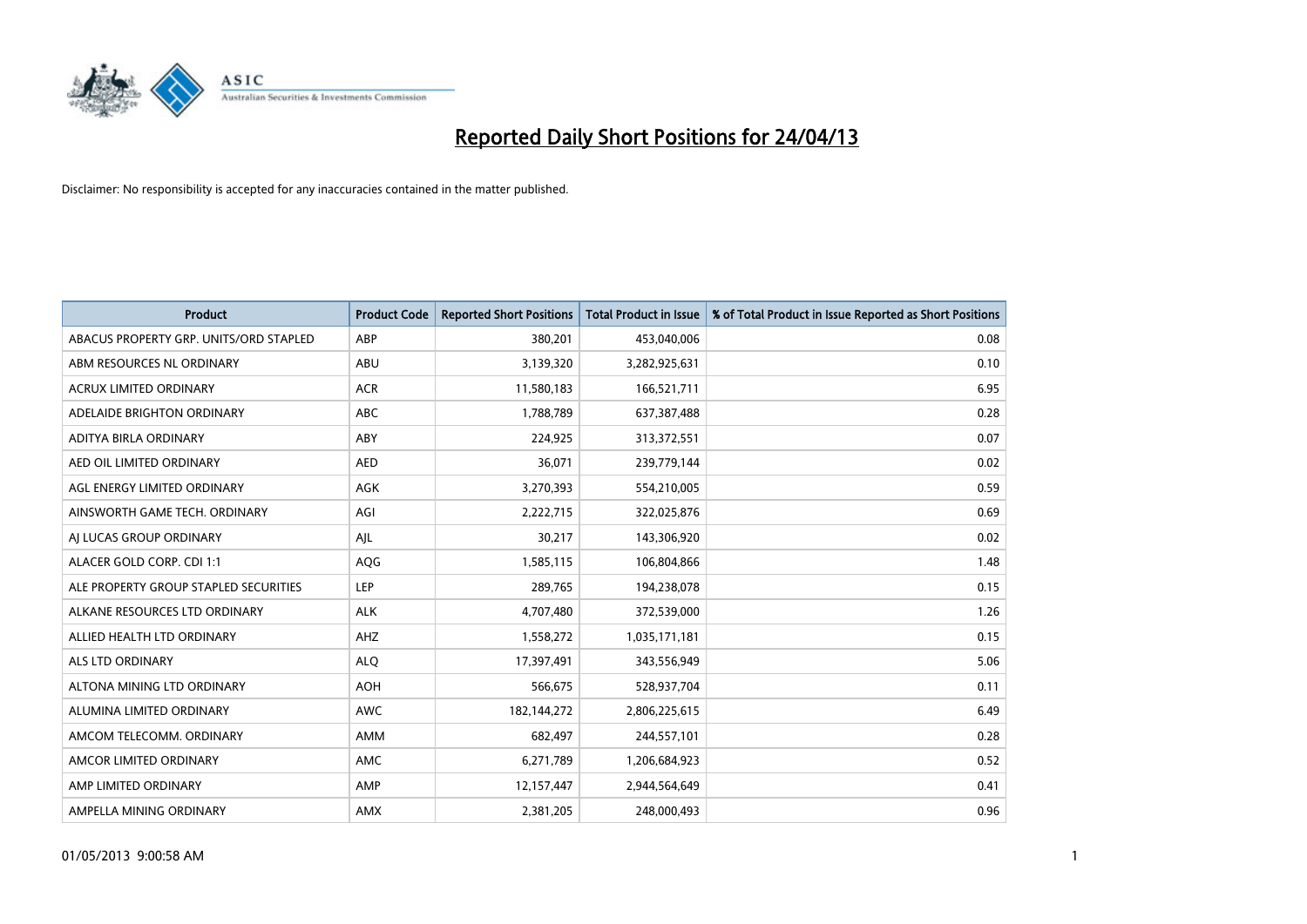# Reported Daily Short Positions for 24/04/13

Disclaimer: No responsibility is accepted for any inaccuracies contained in the matter published.

| Product | Product Code | Reported Short Positions | Total Product in Issue | % of Total Product in Issue Reported as Short Positions |
|---|---|---|---|---|
| ABACUS PROPERTY GRP. UNITS/ORD STAPLED | ABP | 380,201 | 453,040,006 | 0.08 |
| ABM RESOURCES NL ORDINARY | ABU | 3,139,320 | 3,282,925,631 | 0.10 |
| ACRUX LIMITED ORDINARY | ACR | 11,580,183 | 166,521,711 | 6.95 |
| ADELAIDE BRIGHTON ORDINARY | ABC | 1,788,789 | 637,387,488 | 0.28 |
| ADITYA BIRLA ORDINARY | ABY | 224,925 | 313,372,551 | 0.07 |
| AED OIL LIMITED ORDINARY | AED | 36,071 | 239,779,144 | 0.02 |
| AGL ENERGY LIMITED ORDINARY | AGK | 3,270,393 | 554,210,005 | 0.59 |
| AINSWORTH GAME TECH. ORDINARY | AGI | 2,222,715 | 322,025,876 | 0.69 |
| AJ LUCAS GROUP ORDINARY | AJL | 30,217 | 143,306,920 | 0.02 |
| ALACER GOLD CORP. CDI 1:1 | AQG | 1,585,115 | 106,804,866 | 1.48 |
| ALE PROPERTY GROUP STAPLED SECURITIES | LEP | 289,765 | 194,238,078 | 0.15 |
| ALKANE RESOURCES LTD ORDINARY | ALK | 4,707,480 | 372,539,000 | 1.26 |
| ALLIED HEALTH LTD ORDINARY | AHZ | 1,558,272 | 1,035,171,181 | 0.15 |
| ALS LTD ORDINARY | ALQ | 17,397,491 | 343,556,949 | 5.06 |
| ALTONA MINING LTD ORDINARY | AOH | 566,675 | 528,937,704 | 0.11 |
| ALUMINA LIMITED ORDINARY | AWC | 182,144,272 | 2,806,225,615 | 6.49 |
| AMCOM TELECOMM. ORDINARY | AMM | 682,497 | 244,557,101 | 0.28 |
| AMCOR LIMITED ORDINARY | AMC | 6,271,789 | 1,206,684,923 | 0.52 |
| AMP LIMITED ORDINARY | AMP | 12,157,447 | 2,944,564,649 | 0.41 |
| AMPELLA MINING ORDINARY | AMX | 2,381,205 | 248,000,493 | 0.96 |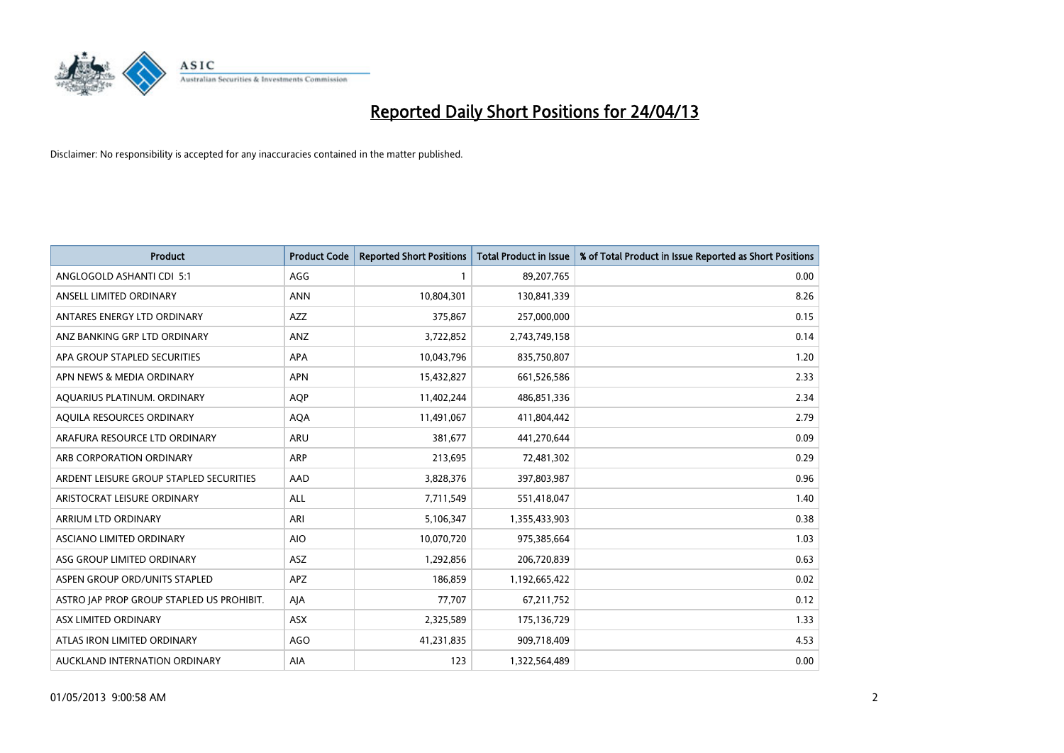# Reported Daily Short Positions for 24/04/13

Disclaimer: No responsibility is accepted for any inaccuracies contained in the matter published.

| Product | Product Code | Reported Short Positions | Total Product in Issue | % of Total Product in Issue Reported as Short Positions |
|---|---|---|---|---|
| ANGLOGOLD ASHANTI CDI 5:1 | AGG | 1 | 89,207,765 | 0.00 |
| ANSELL LIMITED ORDINARY | ANN | 10,804,301 | 130,841,339 | 8.26 |
| ANTARES ENERGY LTD ORDINARY | AZZ | 375,867 | 257,000,000 | 0.15 |
| ANZ BANKING GRP LTD ORDINARY | ANZ | 3,722,852 | 2,743,749,158 | 0.14 |
| APA GROUP STAPLED SECURITIES | APA | 10,043,796 | 835,750,807 | 1.20 |
| APN NEWS & MEDIA ORDINARY | APN | 15,432,827 | 661,526,586 | 2.33 |
| AQUARIUS PLATINUM. ORDINARY | AQP | 11,402,244 | 486,851,336 | 2.34 |
| AQUILA RESOURCES ORDINARY | AQA | 11,491,067 | 411,804,442 | 2.79 |
| ARAFURA RESOURCE LTD ORDINARY | ARU | 381,677 | 441,270,644 | 0.09 |
| ARB CORPORATION ORDINARY | ARP | 213,695 | 72,481,302 | 0.29 |
| ARDENT LEISURE GROUP STAPLED SECURITIES | AAD | 3,828,376 | 397,803,987 | 0.96 |
| ARISTOCRAT LEISURE ORDINARY | ALL | 7,711,549 | 551,418,047 | 1.40 |
| ARRIUM LTD ORDINARY | ARI | 5,106,347 | 1,355,433,903 | 0.38 |
| ASCIANO LIMITED ORDINARY | AIO | 10,070,720 | 975,385,664 | 1.03 |
| ASG GROUP LIMITED ORDINARY | ASZ | 1,292,856 | 206,720,839 | 0.63 |
| ASPEN GROUP ORD/UNITS STAPLED | APZ | 186,859 | 1,192,665,422 | 0.02 |
| ASTRO JAP PROP GROUP STAPLED US PROHIBIT. | AJA | 77,707 | 67,211,752 | 0.12 |
| ASX LIMITED ORDINARY | ASX | 2,325,589 | 175,136,729 | 1.33 |
| ATLAS IRON LIMITED ORDINARY | AGO | 41,231,835 | 909,718,409 | 4.53 |
| AUCKLAND INTERNATION ORDINARY | AIA | 123 | 1,322,564,489 | 0.00 |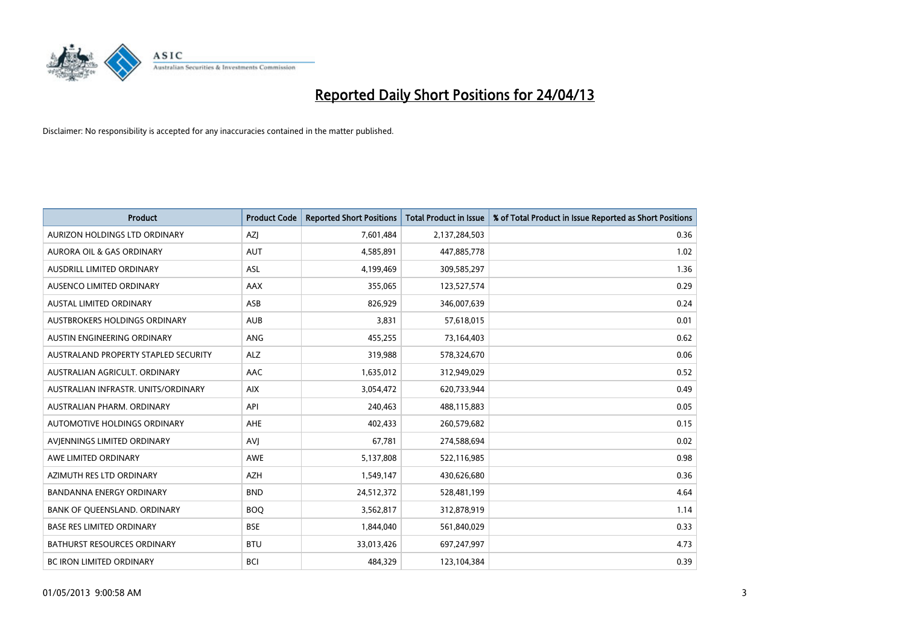# Reported Daily Short Positions for 24/04/13

Disclaimer: No responsibility is accepted for any inaccuracies contained in the matter published.

| Product | Product Code | Reported Short Positions | Total Product in Issue | % of Total Product in Issue Reported as Short Positions |
|---|---|---|---|---|
| AURIZON HOLDINGS LTD ORDINARY | AZJ | 7,601,484 | 2,137,284,503 | 0.36 |
| AURORA OIL & GAS ORDINARY | AUT | 4,585,891 | 447,885,778 | 1.02 |
| AUSDRILL LIMITED ORDINARY | ASL | 4,199,469 | 309,585,297 | 1.36 |
| AUSENCO LIMITED ORDINARY | AAX | 355,065 | 123,527,574 | 0.29 |
| AUSTAL LIMITED ORDINARY | ASB | 826,929 | 346,007,639 | 0.24 |
| AUSTBROKERS HOLDINGS ORDINARY | AUB | 3,831 | 57,618,015 | 0.01 |
| AUSTIN ENGINEERING ORDINARY | ANG | 455,255 | 73,164,403 | 0.62 |
| AUSTRALAND PROPERTY STAPLED SECURITY | ALZ | 319,988 | 578,324,670 | 0.06 |
| AUSTRALIAN AGRICULT. ORDINARY | AAC | 1,635,012 | 312,949,029 | 0.52 |
| AUSTRALIAN INFRASTR. UNITS/ORDINARY | AIX | 3,054,472 | 620,733,944 | 0.49 |
| AUSTRALIAN PHARM. ORDINARY | API | 240,463 | 488,115,883 | 0.05 |
| AUTOMOTIVE HOLDINGS ORDINARY | AHE | 402,433 | 260,579,682 | 0.15 |
| AVJENNINGS LIMITED ORDINARY | AVJ | 67,781 | 274,588,694 | 0.02 |
| AWE LIMITED ORDINARY | AWE | 5,137,808 | 522,116,985 | 0.98 |
| AZIMUTH RES LTD ORDINARY | AZH | 1,549,147 | 430,626,680 | 0.36 |
| BANDANNA ENERGY ORDINARY | BND | 24,512,372 | 528,481,199 | 4.64 |
| BANK OF QUEENSLAND. ORDINARY | BOQ | 3,562,817 | 312,878,919 | 1.14 |
| BASE RES LIMITED ORDINARY | BSE | 1,844,040 | 561,840,029 | 0.33 |
| BATHURST RESOURCES ORDINARY | BTU | 33,013,426 | 697,247,997 | 4.73 |
| BC IRON LIMITED ORDINARY | BCI | 484,329 | 123,104,384 | 0.39 |

01/05/2013 9:00:58 AM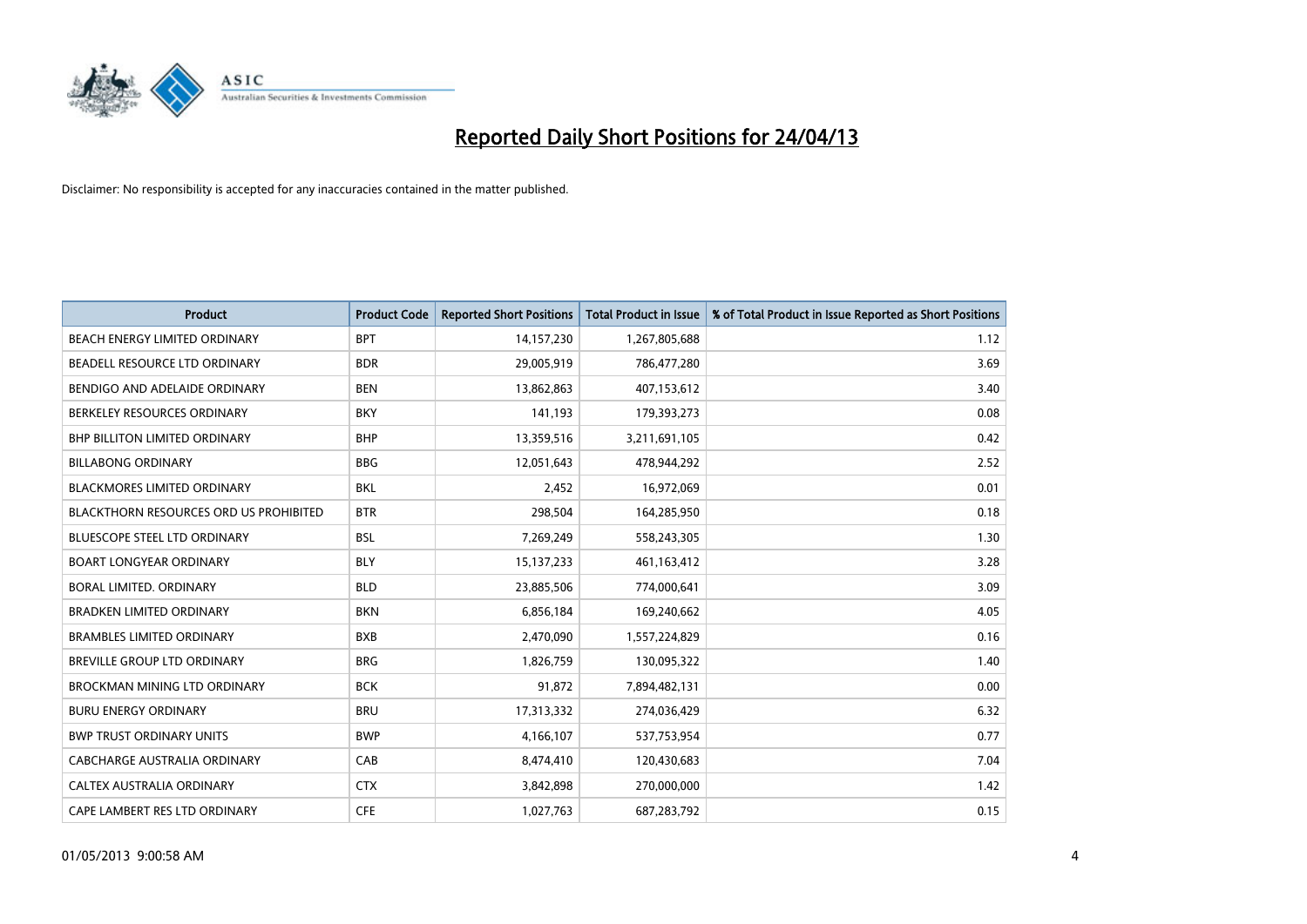# Reported Daily Short Positions for 24/04/13

Disclaimer: No responsibility is accepted for any inaccuracies contained in the matter published.

| Product | Product Code | Reported Short Positions | Total Product in Issue | % of Total Product in Issue Reported as Short Positions |
|---|---|---|---|---|
| BEACH ENERGY LIMITED ORDINARY | BPT | 14,157,230 | 1,267,805,688 | 1.12 |
| BEADELL RESOURCE LTD ORDINARY | BDR | 29,005,919 | 786,477,280 | 3.69 |
| BENDIGO AND ADELAIDE ORDINARY | BEN | 13,862,863 | 407,153,612 | 3.40 |
| BERKELEY RESOURCES ORDINARY | BKY | 141,193 | 179,393,273 | 0.08 |
| BHP BILLITON LIMITED ORDINARY | BHP | 13,359,516 | 3,211,691,105 | 0.42 |
| BILLABONG ORDINARY | BBG | 12,051,643 | 478,944,292 | 2.52 |
| BLACKMORES LIMITED ORDINARY | BKL | 2,452 | 16,972,069 | 0.01 |
| BLACKTHORN RESOURCES ORD US PROHIBITED | BTR | 298,504 | 164,285,950 | 0.18 |
| BLUESCOPE STEEL LTD ORDINARY | BSL | 7,269,249 | 558,243,305 | 1.30 |
| BOART LONGYEAR ORDINARY | BLY | 15,137,233 | 461,163,412 | 3.28 |
| BORAL LIMITED. ORDINARY | BLD | 23,885,506 | 774,000,641 | 3.09 |
| BRADKEN LIMITED ORDINARY | BKN | 6,856,184 | 169,240,662 | 4.05 |
| BRAMBLES LIMITED ORDINARY | BXB | 2,470,090 | 1,557,224,829 | 0.16 |
| BREVILLE GROUP LTD ORDINARY | BRG | 1,826,759 | 130,095,322 | 1.40 |
| BROCKMAN MINING LTD ORDINARY | BCK | 91,872 | 7,894,482,131 | 0.00 |
| BURU ENERGY ORDINARY | BRU | 17,313,332 | 274,036,429 | 6.32 |
| BWP TRUST ORDINARY UNITS | BWP | 4,166,107 | 537,753,954 | 0.77 |
| CABCHARGE AUSTRALIA ORDINARY | CAB | 8,474,410 | 120,430,683 | 7.04 |
| CALTEX AUSTRALIA ORDINARY | CTX | 3,842,898 | 270,000,000 | 1.42 |
| CAPE LAMBERT RES LTD ORDINARY | CFE | 1,027,763 | 687,283,792 | 0.15 |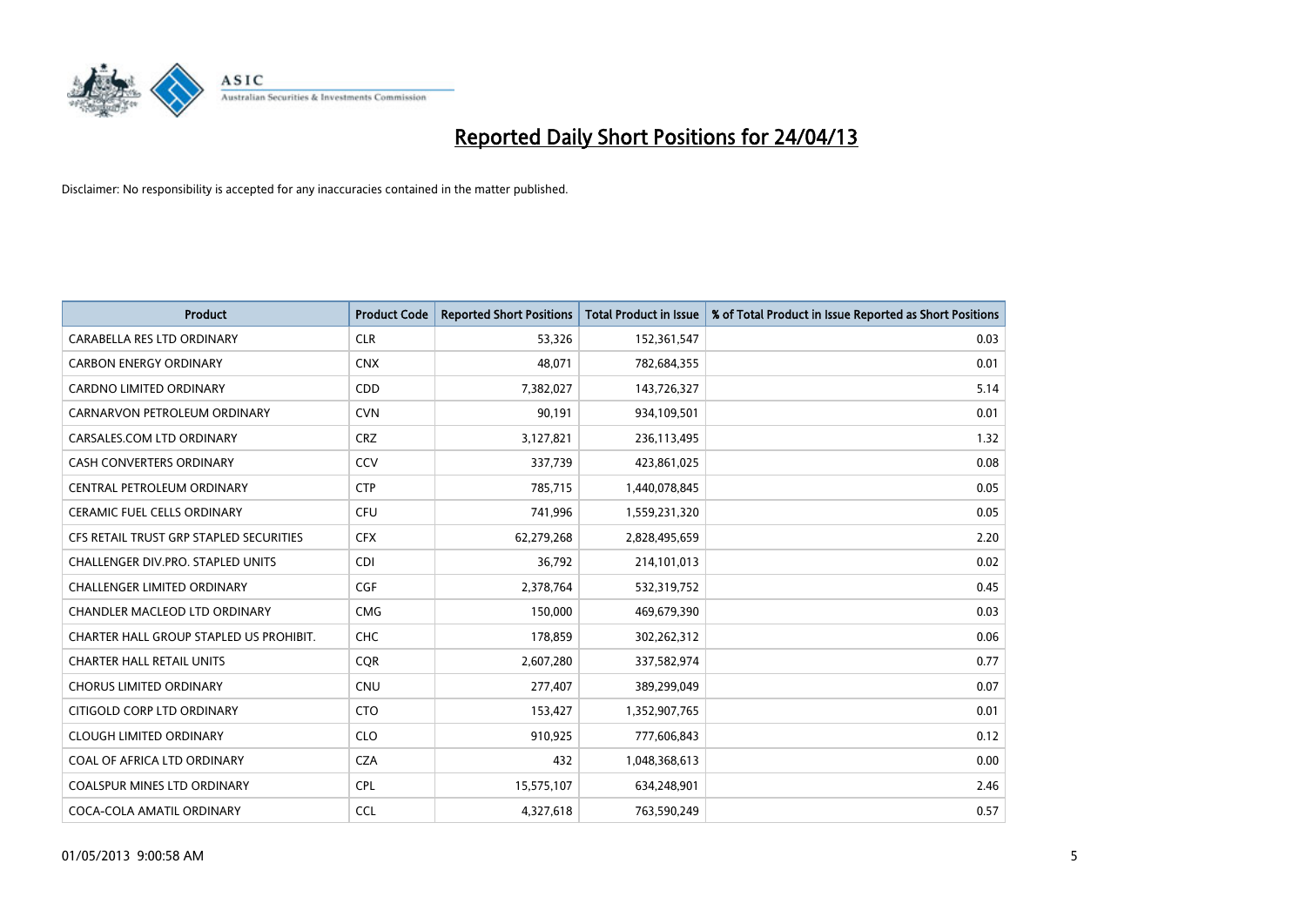# Reported Daily Short Positions for 24/04/13

Disclaimer: No responsibility is accepted for any inaccuracies contained in the matter published.

| Product | Product Code | Reported Short Positions | Total Product in Issue | % of Total Product in Issue Reported as Short Positions |
|---|---|---|---|---|
| CARABELLA RES LTD ORDINARY | CLR | 53,326 | 152,361,547 | 0.03 |
| CARBON ENERGY ORDINARY | CNX | 48,071 | 782,684,355 | 0.01 |
| CARDNO LIMITED ORDINARY | CDD | 7,382,027 | 143,726,327 | 5.14 |
| CARNARVON PETROLEUM ORDINARY | CVN | 90,191 | 934,109,501 | 0.01 |
| CARSALES.COM LTD ORDINARY | CRZ | 3,127,821 | 236,113,495 | 1.32 |
| CASH CONVERTERS ORDINARY | CCV | 337,739 | 423,861,025 | 0.08 |
| CENTRAL PETROLEUM ORDINARY | CTP | 785,715 | 1,440,078,845 | 0.05 |
| CERAMIC FUEL CELLS ORDINARY | CFU | 741,996 | 1,559,231,320 | 0.05 |
| CFS RETAIL TRUST GRP STAPLED SECURITIES | CFX | 62,279,268 | 2,828,495,659 | 2.20 |
| CHALLENGER DIV.PRO. STAPLED UNITS | CDI | 36,792 | 214,101,013 | 0.02 |
| CHALLENGER LIMITED ORDINARY | CGF | 2,378,764 | 532,319,752 | 0.45 |
| CHANDLER MACLEOD LTD ORDINARY | CMG | 150,000 | 469,679,390 | 0.03 |
| CHARTER HALL GROUP STAPLED US PROHIBIT. | CHC | 178,859 | 302,262,312 | 0.06 |
| CHARTER HALL RETAIL UNITS | CQR | 2,607,280 | 337,582,974 | 0.77 |
| CHORUS LIMITED ORDINARY | CNU | 277,407 | 389,299,049 | 0.07 |
| CITIGOLD CORP LTD ORDINARY | CTO | 153,427 | 1,352,907,765 | 0.01 |
| CLOUGH LIMITED ORDINARY | CLO | 910,925 | 777,606,843 | 0.12 |
| COAL OF AFRICA LTD ORDINARY | CZA | 432 | 1,048,368,613 | 0.00 |
| COALSPUR MINES LTD ORDINARY | CPL | 15,575,107 | 634,248,901 | 2.46 |
| COCA-COLA AMATIL ORDINARY | CCL | 4,327,618 | 763,590,249 | 0.57 |

01/05/2013 9:00:58 AM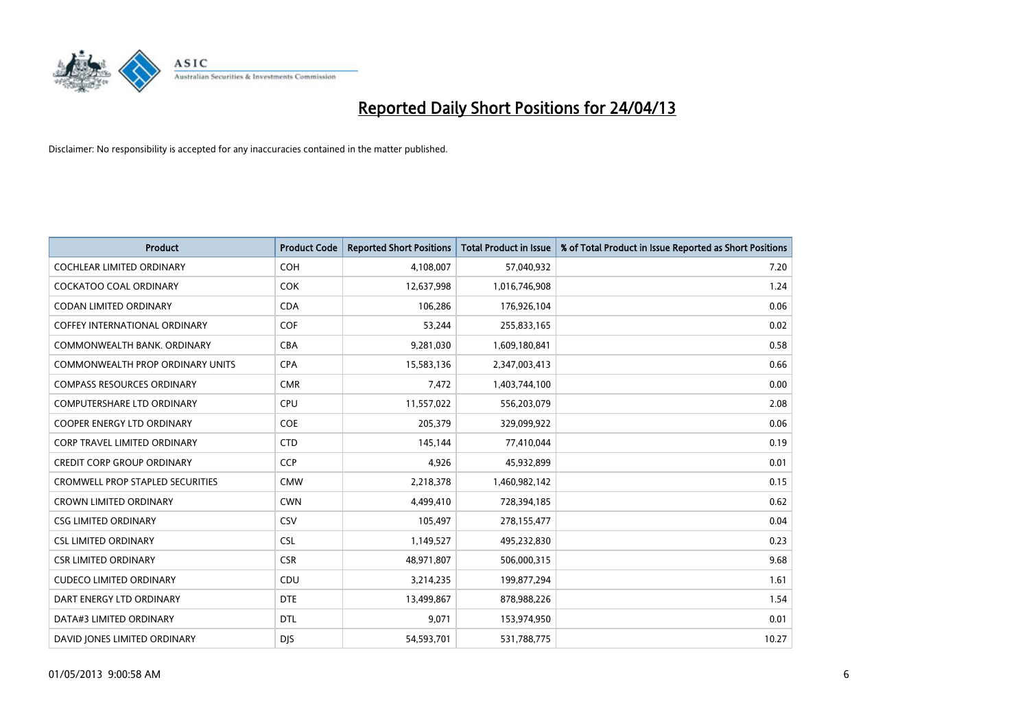# Reported Daily Short Positions for 24/04/13

Disclaimer: No responsibility is accepted for any inaccuracies contained in the matter published.

| Product | Product Code | Reported Short Positions | Total Product in Issue | % of Total Product in Issue Reported as Short Positions |
|---|---|---|---|---|
| COCHLEAR LIMITED ORDINARY | COH | 4,108,007 | 57,040,932 | 7.20 |
| COCKATOO COAL ORDINARY | COK | 12,637,998 | 1,016,746,908 | 1.24 |
| CODAN LIMITED ORDINARY | CDA | 106,286 | 176,926,104 | 0.06 |
| COFFEY INTERNATIONAL ORDINARY | COF | 53,244 | 255,833,165 | 0.02 |
| COMMONWEALTH BANK. ORDINARY | CBA | 9,281,030 | 1,609,180,841 | 0.58 |
| COMMONWEALTH PROP ORDINARY UNITS | CPA | 15,583,136 | 2,347,003,413 | 0.66 |
| COMPASS RESOURCES ORDINARY | CMR | 7,472 | 1,403,744,100 | 0.00 |
| COMPUTERSHARE LTD ORDINARY | CPU | 11,557,022 | 556,203,079 | 2.08 |
| COOPER ENERGY LTD ORDINARY | COE | 205,379 | 329,099,922 | 0.06 |
| CORP TRAVEL LIMITED ORDINARY | CTD | 145,144 | 77,410,044 | 0.19 |
| CREDIT CORP GROUP ORDINARY | CCP | 4,926 | 45,932,899 | 0.01 |
| CROMWELL PROP STAPLED SECURITIES | CMW | 2,218,378 | 1,460,982,142 | 0.15 |
| CROWN LIMITED ORDINARY | CWN | 4,499,410 | 728,394,185 | 0.62 |
| CSG LIMITED ORDINARY | CSV | 105,497 | 278,155,477 | 0.04 |
| CSL LIMITED ORDINARY | CSL | 1,149,527 | 495,232,830 | 0.23 |
| CSR LIMITED ORDINARY | CSR | 48,971,807 | 506,000,315 | 9.68 |
| CUDECO LIMITED ORDINARY | CDU | 3,214,235 | 199,877,294 | 1.61 |
| DART ENERGY LTD ORDINARY | DTE | 13,499,867 | 878,988,226 | 1.54 |
| DATA#3 LIMITED ORDINARY | DTL | 9,071 | 153,974,950 | 0.01 |
| DAVID JONES LIMITED ORDINARY | DJS | 54,593,701 | 531,788,775 | 10.27 |

01/05/2013 9:00:58 AM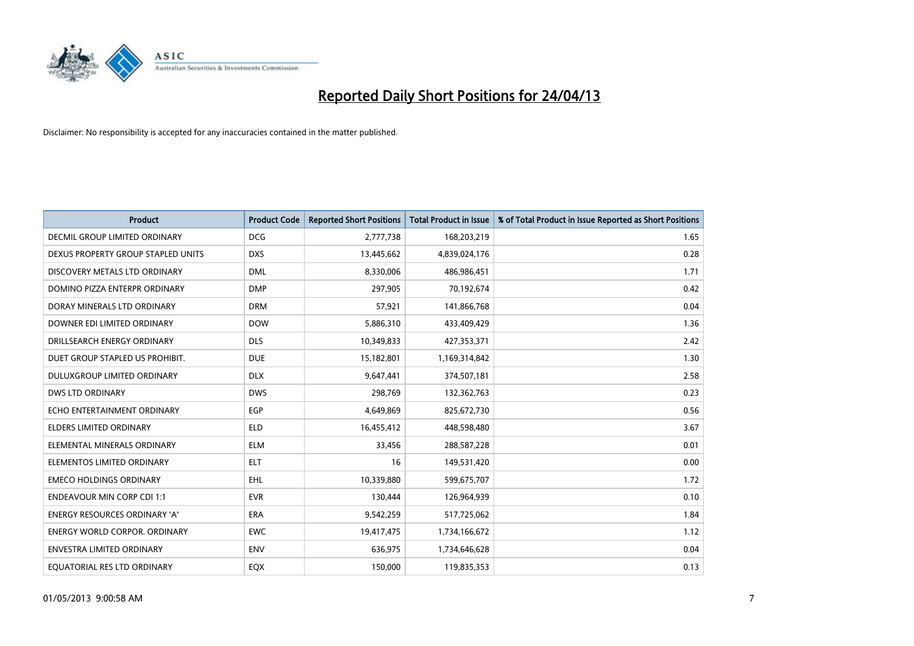# Reported Daily Short Positions for 24/04/13

Disclaimer: No responsibility is accepted for any inaccuracies contained in the matter published.

| Product | Product Code | Reported Short Positions | Total Product in Issue | % of Total Product in Issue Reported as Short Positions |
|---|---|---|---|---|
| DECMIL GROUP LIMITED ORDINARY | DCG | 2,777,738 | 168,203,219 | 1.65 |
| DEXUS PROPERTY GROUP STAPLED UNITS | DXS | 13,445,662 | 4,839,024,176 | 0.28 |
| DISCOVERY METALS LTD ORDINARY | DML | 8,330,006 | 486,986,451 | 1.71 |
| DOMINO PIZZA ENTERPR ORDINARY | DMP | 297,905 | 70,192,674 | 0.42 |
| DORAY MINERALS LTD ORDINARY | DRM | 57,921 | 141,866,768 | 0.04 |
| DOWNER EDI LIMITED ORDINARY | DOW | 5,886,310 | 433,409,429 | 1.36 |
| DRILLSEARCH ENERGY ORDINARY | DLS | 10,349,833 | 427,353,371 | 2.42 |
| DUET GROUP STAPLED US PROHIBIT. | DUE | 15,182,801 | 1,169,314,842 | 1.30 |
| DULUXGROUP LIMITED ORDINARY | DLX | 9,647,441 | 374,507,181 | 2.58 |
| DWS LTD ORDINARY | DWS | 298,769 | 132,362,763 | 0.23 |
| ECHO ENTERTAINMENT ORDINARY | EGP | 4,649,869 | 825,672,730 | 0.56 |
| ELDERS LIMITED ORDINARY | ELD | 16,455,412 | 448,598,480 | 3.67 |
| ELEMENTAL MINERALS ORDINARY | ELM | 33,456 | 288,587,228 | 0.01 |
| ELEMENTOS LIMITED ORDINARY | ELT | 16 | 149,531,420 | 0.00 |
| EMECO HOLDINGS ORDINARY | EHL | 10,339,880 | 599,675,707 | 1.72 |
| ENDEAVOUR MIN CORP CDI 1:1 | EVR | 130,444 | 126,964,939 | 0.10 |
| ENERGY RESOURCES ORDINARY 'A' | ERA | 9,542,259 | 517,725,062 | 1.84 |
| ENERGY WORLD CORPOR. ORDINARY | EWC | 19,417,475 | 1,734,166,672 | 1.12 |
| ENVESTRA LIMITED ORDINARY | ENV | 636,975 | 1,734,646,628 | 0.04 |
| EQUATORIAL RES LTD ORDINARY | EQX | 150,000 | 119,835,353 | 0.13 |

01/05/2013 9:00:58 AM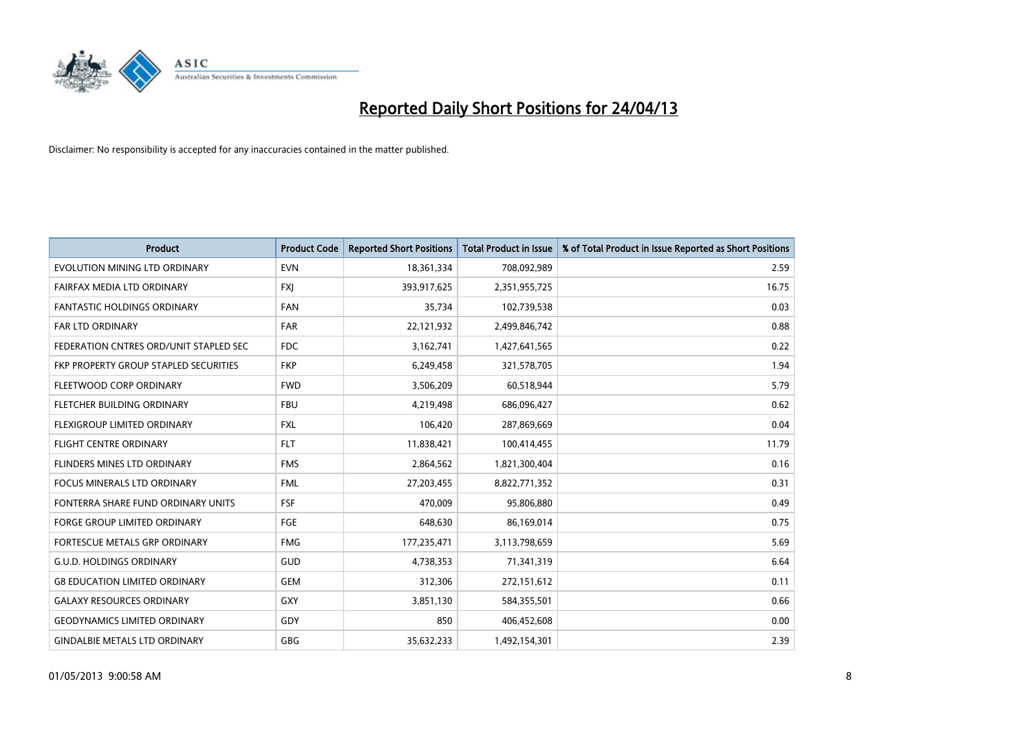# Reported Daily Short Positions for 24/04/13

Disclaimer: No responsibility is accepted for any inaccuracies contained in the matter published.

| Product | Product Code | Reported Short Positions | Total Product in Issue | % of Total Product in Issue Reported as Short Positions |
|---|---|---|---|---|
| EVOLUTION MINING LTD ORDINARY | EVN | 18,361,334 | 708,092,989 | 2.59 |
| FAIRFAX MEDIA LTD ORDINARY | FXJ | 393,917,625 | 2,351,955,725 | 16.75 |
| FANTASTIC HOLDINGS ORDINARY | FAN | 35,734 | 102,739,538 | 0.03 |
| FAR LTD ORDINARY | FAR | 22,121,932 | 2,499,846,742 | 0.88 |
| FEDERATION CNTRES ORD/UNIT STAPLED SEC | FDC | 3,162,741 | 1,427,641,565 | 0.22 |
| FKP PROPERTY GROUP STAPLED SECURITIES | FKP | 6,249,458 | 321,578,705 | 1.94 |
| FLEETWOOD CORP ORDINARY | FWD | 3,506,209 | 60,518,944 | 5.79 |
| FLETCHER BUILDING ORDINARY | FBU | 4,219,498 | 686,096,427 | 0.62 |
| FLEXIGROUP LIMITED ORDINARY | FXL | 106,420 | 287,869,669 | 0.04 |
| FLIGHT CENTRE ORDINARY | FLT | 11,838,421 | 100,414,455 | 11.79 |
| FLINDERS MINES LTD ORDINARY | FMS | 2,864,562 | 1,821,300,404 | 0.16 |
| FOCUS MINERALS LTD ORDINARY | FML | 27,203,455 | 8,822,771,352 | 0.31 |
| FONTERRA SHARE FUND ORDINARY UNITS | FSF | 470,009 | 95,806,880 | 0.49 |
| FORGE GROUP LIMITED ORDINARY | FGE | 648,630 | 86,169,014 | 0.75 |
| FORTESCUE METALS GRP ORDINARY | FMG | 177,235,471 | 3,113,798,659 | 5.69 |
| G.U.D. HOLDINGS ORDINARY | GUD | 4,738,353 | 71,341,319 | 6.64 |
| G8 EDUCATION LIMITED ORDINARY | GEM | 312,306 | 272,151,612 | 0.11 |
| GALAXY RESOURCES ORDINARY | GXY | 3,851,130 | 584,355,501 | 0.66 |
| GEODYNAMICS LIMITED ORDINARY | GDY | 850 | 406,452,608 | 0.00 |
| GINDALBIE METALS LTD ORDINARY | GBG | 35,632,233 | 1,492,154,301 | 2.39 |

01/05/2013 9:00:58 AM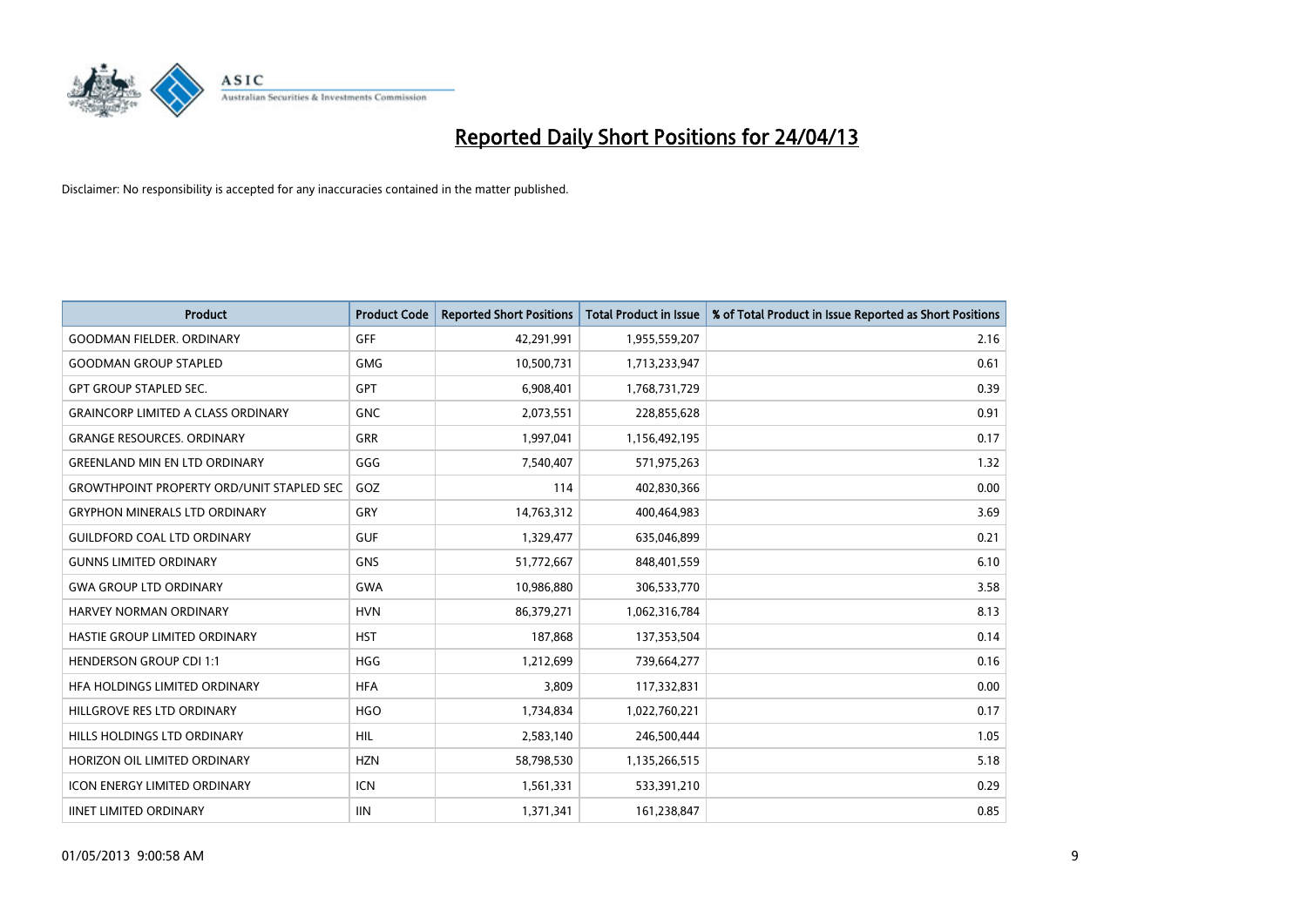# Reported Daily Short Positions for 24/04/13

Disclaimer: No responsibility is accepted for any inaccuracies contained in the matter published.

| Product | Product Code | Reported Short Positions | Total Product in Issue | % of Total Product in Issue Reported as Short Positions |
|---|---|---|---|---|
| GOODMAN FIELDER. ORDINARY | GFF | 42,291,991 | 1,955,559,207 | 2.16 |
| GOODMAN GROUP STAPLED | GMG | 10,500,731 | 1,713,233,947 | 0.61 |
| GPT GROUP STAPLED SEC. | GPT | 6,908,401 | 1,768,731,729 | 0.39 |
| GRAINCORP LIMITED A CLASS ORDINARY | GNC | 2,073,551 | 228,855,628 | 0.91 |
| GRANGE RESOURCES. ORDINARY | GRR | 1,997,041 | 1,156,492,195 | 0.17 |
| GREENLAND MIN EN LTD ORDINARY | GGG | 7,540,407 | 571,975,263 | 1.32 |
| GROWTHPOINT PROPERTY ORD/UNIT STAPLED SEC | GOZ | 114 | 402,830,366 | 0.00 |
| GRYPHON MINERALS LTD ORDINARY | GRY | 14,763,312 | 400,464,983 | 3.69 |
| GUILDFORD COAL LTD ORDINARY | GUF | 1,329,477 | 635,046,899 | 0.21 |
| GUNNS LIMITED ORDINARY | GNS | 51,772,667 | 848,401,559 | 6.10 |
| GWA GROUP LTD ORDINARY | GWA | 10,986,880 | 306,533,770 | 3.58 |
| HARVEY NORMAN ORDINARY | HVN | 86,379,271 | 1,062,316,784 | 8.13 |
| HASTIE GROUP LIMITED ORDINARY | HST | 187,868 | 137,353,504 | 0.14 |
| HENDERSON GROUP CDI 1:1 | HGG | 1,212,699 | 739,664,277 | 0.16 |
| HFA HOLDINGS LIMITED ORDINARY | HFA | 3,809 | 117,332,831 | 0.00 |
| HILLGROVE RES LTD ORDINARY | HGO | 1,734,834 | 1,022,760,221 | 0.17 |
| HILLS HOLDINGS LTD ORDINARY | HIL | 2,583,140 | 246,500,444 | 1.05 |
| HORIZON OIL LIMITED ORDINARY | HZN | 58,798,530 | 1,135,266,515 | 5.18 |
| ICON ENERGY LIMITED ORDINARY | ICN | 1,561,331 | 533,391,210 | 0.29 |
| IINET LIMITED ORDINARY | IIN | 1,371,341 | 161,238,847 | 0.85 |

01/05/2013 9:00:58 AM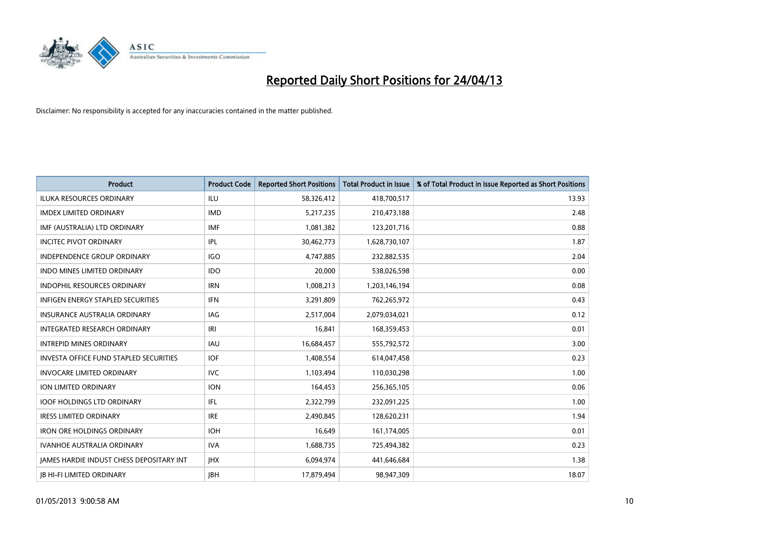# Reported Daily Short Positions for 24/04/13

Disclaimer: No responsibility is accepted for any inaccuracies contained in the matter published.

| Product | Product Code | Reported Short Positions | Total Product in Issue | % of Total Product in Issue Reported as Short Positions |
|---|---|---|---|---|
| ILUKA RESOURCES ORDINARY | ILU | 58,326,412 | 418,700,517 | 13.93 |
| IMDEX LIMITED ORDINARY | IMD | 5,217,235 | 210,473,188 | 2.48 |
| IMF (AUSTRALIA) LTD ORDINARY | IMF | 1,081,382 | 123,201,716 | 0.88 |
| INCITEC PIVOT ORDINARY | IPL | 30,462,773 | 1,628,730,107 | 1.87 |
| INDEPENDENCE GROUP ORDINARY | IGO | 4,747,885 | 232,882,535 | 2.04 |
| INDO MINES LIMITED ORDINARY | IDO | 20,000 | 538,026,598 | 0.00 |
| INDOPHIL RESOURCES ORDINARY | IRN | 1,008,213 | 1,203,146,194 | 0.08 |
| INFIGEN ENERGY STAPLED SECURITIES | IFN | 3,291,809 | 762,265,972 | 0.43 |
| INSURANCE AUSTRALIA ORDINARY | IAG | 2,517,004 | 2,079,034,021 | 0.12 |
| INTEGRATED RESEARCH ORDINARY | IRI | 16,841 | 168,359,453 | 0.01 |
| INTREPID MINES ORDINARY | IAU | 16,684,457 | 555,792,572 | 3.00 |
| INVESTA OFFICE FUND STAPLED SECURITIES | IOF | 1,408,554 | 614,047,458 | 0.23 |
| INVOCARE LIMITED ORDINARY | IVC | 1,103,494 | 110,030,298 | 1.00 |
| ION LIMITED ORDINARY | ION | 164,453 | 256,365,105 | 0.06 |
| IOOF HOLDINGS LTD ORDINARY | IFL | 2,322,799 | 232,091,225 | 1.00 |
| IRESS LIMITED ORDINARY | IRE | 2,490,845 | 128,620,231 | 1.94 |
| IRON ORE HOLDINGS ORDINARY | IOH | 16,649 | 161,174,005 | 0.01 |
| IVANHOE AUSTRALIA ORDINARY | IVA | 1,688,735 | 725,494,382 | 0.23 |
| JAMES HARDIE INDUST CHESS DEPOSITARY INT | JHX | 6,094,974 | 441,646,684 | 1.38 |
| JB HI-FI LIMITED ORDINARY | JBH | 17,879,494 | 98,947,309 | 18.07 |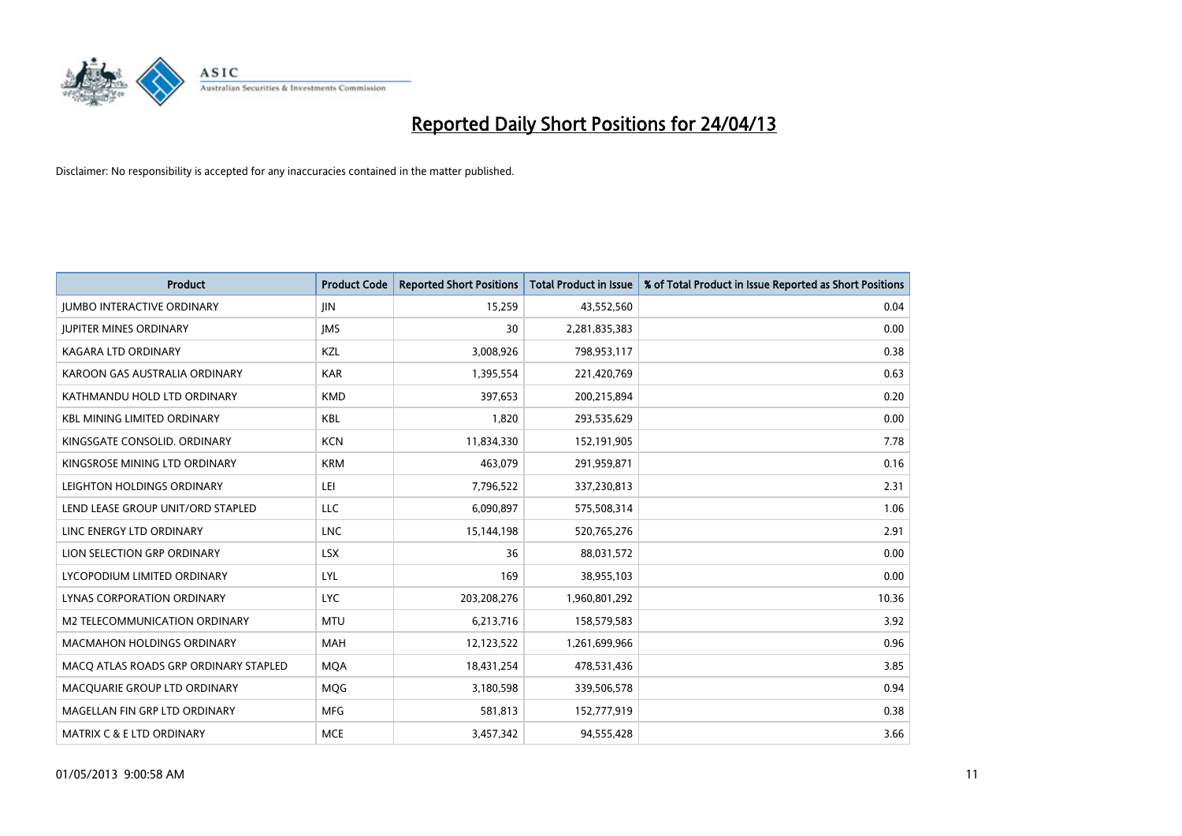# Reported Daily Short Positions for 24/04/13

Disclaimer: No responsibility is accepted for any inaccuracies contained in the matter published.

| Product | Product Code | Reported Short Positions | Total Product in Issue | % of Total Product in Issue Reported as Short Positions |
|---|---|---|---|---|
| JUMBO INTERACTIVE ORDINARY | JIN | 15,259 | 43,552,560 | 0.04 |
| JUPITER MINES ORDINARY | JMS | 30 | 2,281,835,383 | 0.00 |
| KAGARA LTD ORDINARY | KZL | 3,008,926 | 798,953,117 | 0.38 |
| KAROON GAS AUSTRALIA ORDINARY | KAR | 1,395,554 | 221,420,769 | 0.63 |
| KATHMANDU HOLD LTD ORDINARY | KMD | 397,653 | 200,215,894 | 0.20 |
| KBL MINING LIMITED ORDINARY | KBL | 1,820 | 293,535,629 | 0.00 |
| KINGSGATE CONSOLID. ORDINARY | KCN | 11,834,330 | 152,191,905 | 7.78 |
| KINGSROSE MINING LTD ORDINARY | KRM | 463,079 | 291,959,871 | 0.16 |
| LEIGHTON HOLDINGS ORDINARY | LEI | 7,796,522 | 337,230,813 | 2.31 |
| LEND LEASE GROUP UNIT/ORD STAPLED | LLC | 6,090,897 | 575,508,314 | 1.06 |
| LINC ENERGY LTD ORDINARY | LNC | 15,144,198 | 520,765,276 | 2.91 |
| LION SELECTION GRP ORDINARY | LSX | 36 | 88,031,572 | 0.00 |
| LYCOPODIUM LIMITED ORDINARY | LYL | 169 | 38,955,103 | 0.00 |
| LYNAS CORPORATION ORDINARY | LYC | 203,208,276 | 1,960,801,292 | 10.36 |
| M2 TELECOMMUNICATION ORDINARY | MTU | 6,213,716 | 158,579,583 | 3.92 |
| MACMAHON HOLDINGS ORDINARY | MAH | 12,123,522 | 1,261,699,966 | 0.96 |
| MACQ ATLAS ROADS GRP ORDINARY STAPLED | MQA | 18,431,254 | 478,531,436 | 3.85 |
| MACQUARIE GROUP LTD ORDINARY | MQG | 3,180,598 | 339,506,578 | 0.94 |
| MAGELLAN FIN GRP LTD ORDINARY | MFG | 581,813 | 152,777,919 | 0.38 |
| MATRIX C & E LTD ORDINARY | MCE | 3,457,342 | 94,555,428 | 3.66 |

01/05/2013 9:00:58 AM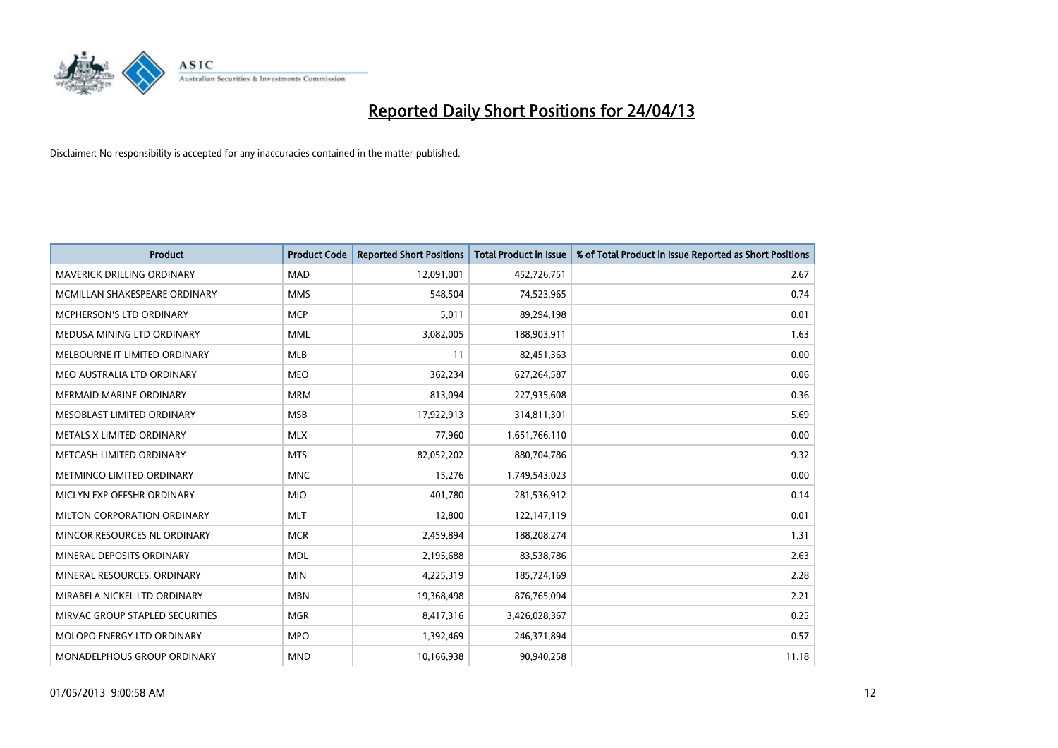# Reported Daily Short Positions for 24/04/13

Disclaimer: No responsibility is accepted for any inaccuracies contained in the matter published.

| Product | Product Code | Reported Short Positions | Total Product in Issue | % of Total Product in Issue Reported as Short Positions |
|---|---|---|---|---|
| MAVERICK DRILLING ORDINARY | MAD | 12,091,001 | 452,726,751 | 2.67 |
| MCMILLAN SHAKESPEARE ORDINARY | MMS | 548,504 | 74,523,965 | 0.74 |
| MCPHERSON'S LTD ORDINARY | MCP | 5,011 | 89,294,198 | 0.01 |
| MEDUSA MINING LTD ORDINARY | MML | 3,082,005 | 188,903,911 | 1.63 |
| MELBOURNE IT LIMITED ORDINARY | MLB | 11 | 82,451,363 | 0.00 |
| MEO AUSTRALIA LTD ORDINARY | MEO | 362,234 | 627,264,587 | 0.06 |
| MERMAID MARINE ORDINARY | MRM | 813,094 | 227,935,608 | 0.36 |
| MESOBLAST LIMITED ORDINARY | MSB | 17,922,913 | 314,811,301 | 5.69 |
| METALS X LIMITED ORDINARY | MLX | 77,960 | 1,651,766,110 | 0.00 |
| METCASH LIMITED ORDINARY | MTS | 82,052,202 | 880,704,786 | 9.32 |
| METMINCO LIMITED ORDINARY | MNC | 15,276 | 1,749,543,023 | 0.00 |
| MICLYN EXP OFFSHR ORDINARY | MIO | 401,780 | 281,536,912 | 0.14 |
| MILTON CORPORATION ORDINARY | MLT | 12,800 | 122,147,119 | 0.01 |
| MINCOR RESOURCES NL ORDINARY | MCR | 2,459,894 | 188,208,274 | 1.31 |
| MINERAL DEPOSITS ORDINARY | MDL | 2,195,688 | 83,538,786 | 2.63 |
| MINERAL RESOURCES. ORDINARY | MIN | 4,225,319 | 185,724,169 | 2.28 |
| MIRABELA NICKEL LTD ORDINARY | MBN | 19,368,498 | 876,765,094 | 2.21 |
| MIRVAC GROUP STAPLED SECURITIES | MGR | 8,417,316 | 3,426,028,367 | 0.25 |
| MOLOPO ENERGY LTD ORDINARY | MPO | 1,392,469 | 246,371,894 | 0.57 |
| MONADELPHOUS GROUP ORDINARY | MND | 10,166,938 | 90,940,258 | 11.18 |

01/05/2013 9:00:58 AM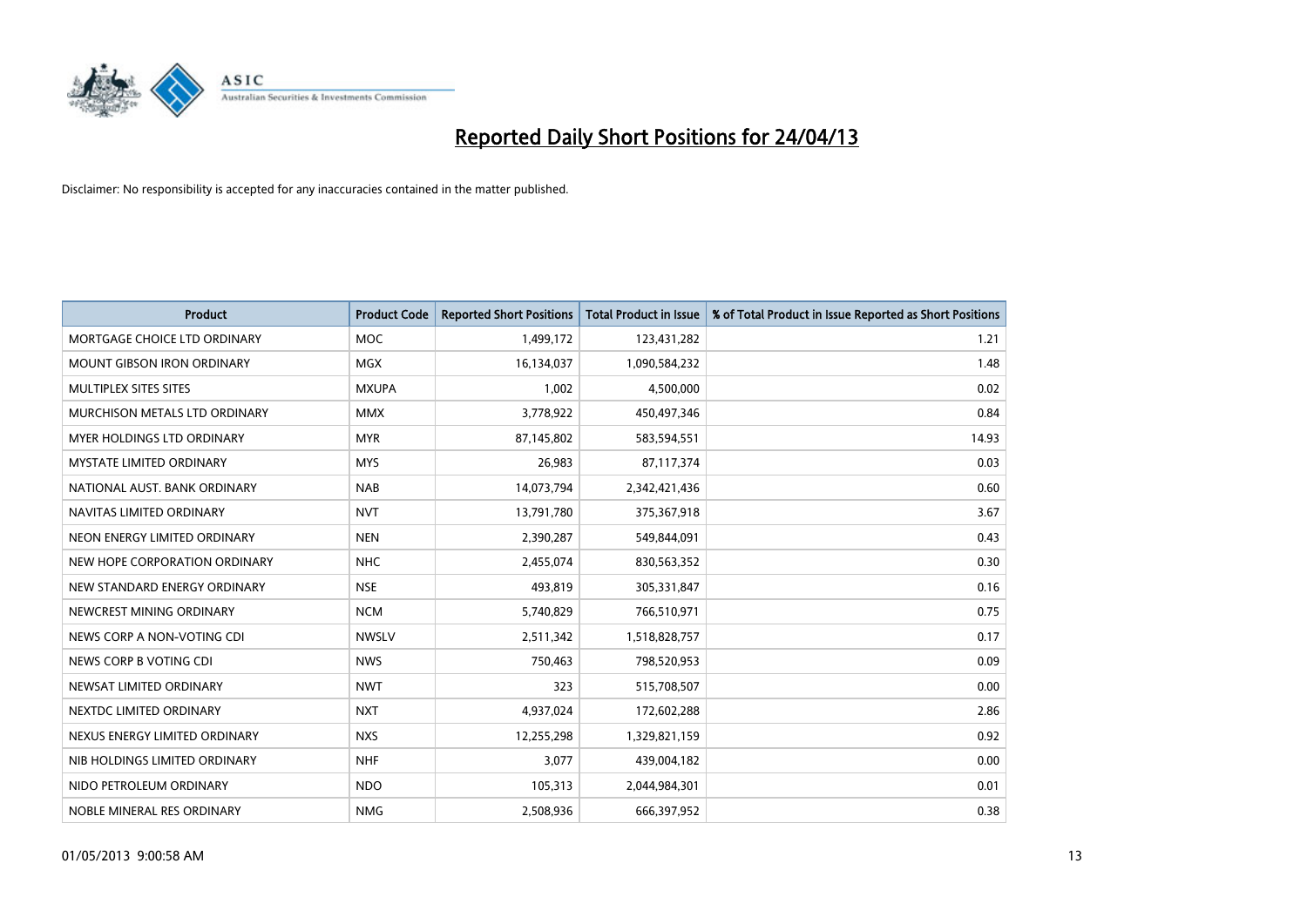# Reported Daily Short Positions for 24/04/13

Disclaimer: No responsibility is accepted for any inaccuracies contained in the matter published.

| Product | Product Code | Reported Short Positions | Total Product in Issue | % of Total Product in Issue Reported as Short Positions |
|---|---|---|---|---|
| MORTGAGE CHOICE LTD ORDINARY | MOC | 1,499,172 | 123,431,282 | 1.21 |
| MOUNT GIBSON IRON ORDINARY | MGX | 16,134,037 | 1,090,584,232 | 1.48 |
| MULTIPLEX SITES SITES | MXUPA | 1,002 | 4,500,000 | 0.02 |
| MURCHISON METALS LTD ORDINARY | MMX | 3,778,922 | 450,497,346 | 0.84 |
| MYER HOLDINGS LTD ORDINARY | MYR | 87,145,802 | 583,594,551 | 14.93 |
| MYSTATE LIMITED ORDINARY | MYS | 26,983 | 87,117,374 | 0.03 |
| NATIONAL AUST. BANK ORDINARY | NAB | 14,073,794 | 2,342,421,436 | 0.60 |
| NAVITAS LIMITED ORDINARY | NVT | 13,791,780 | 375,367,918 | 3.67 |
| NEON ENERGY LIMITED ORDINARY | NEN | 2,390,287 | 549,844,091 | 0.43 |
| NEW HOPE CORPORATION ORDINARY | NHC | 2,455,074 | 830,563,352 | 0.30 |
| NEW STANDARD ENERGY ORDINARY | NSE | 493,819 | 305,331,847 | 0.16 |
| NEWCREST MINING ORDINARY | NCM | 5,740,829 | 766,510,971 | 0.75 |
| NEWS CORP A NON-VOTING CDI | NWSLV | 2,511,342 | 1,518,828,757 | 0.17 |
| NEWS CORP B VOTING CDI | NWS | 750,463 | 798,520,953 | 0.09 |
| NEWSAT LIMITED ORDINARY | NWT | 323 | 515,708,507 | 0.00 |
| NEXTDC LIMITED ORDINARY | NXT | 4,937,024 | 172,602,288 | 2.86 |
| NEXUS ENERGY LIMITED ORDINARY | NXS | 12,255,298 | 1,329,821,159 | 0.92 |
| NIB HOLDINGS LIMITED ORDINARY | NHF | 3,077 | 439,004,182 | 0.00 |
| NIDO PETROLEUM ORDINARY | NDO | 105,313 | 2,044,984,301 | 0.01 |
| NOBLE MINERAL RES ORDINARY | NMG | 2,508,936 | 666,397,952 | 0.38 |

01/05/2013 9:00:58 AM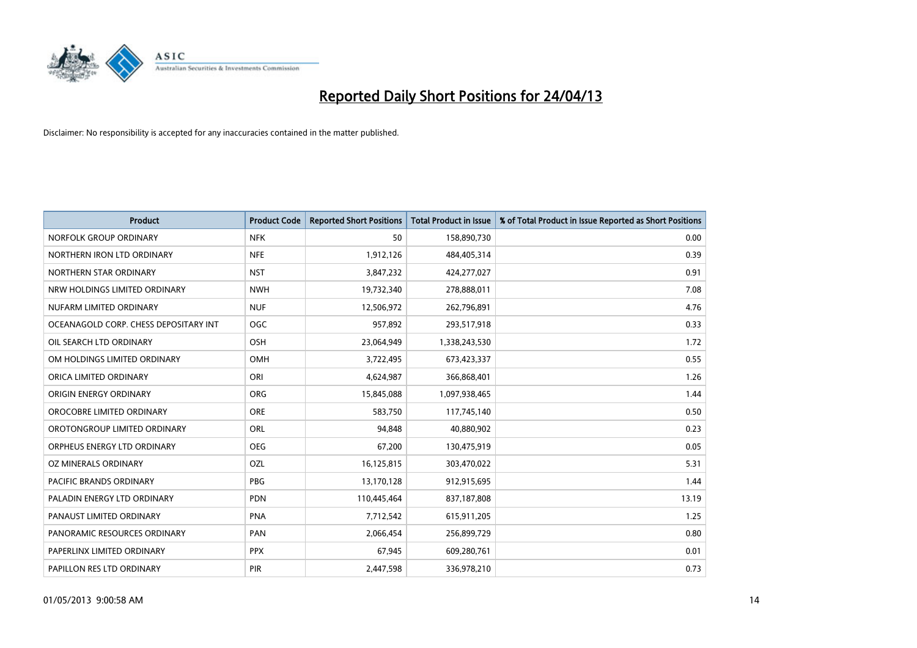# Reported Daily Short Positions for 24/04/13

Disclaimer: No responsibility is accepted for any inaccuracies contained in the matter published.

| Product | Product Code | Reported Short Positions | Total Product in Issue | % of Total Product in Issue Reported as Short Positions |
|---|---|---|---|---|
| NORFOLK GROUP ORDINARY | NFK | 50 | 158,890,730 | 0.00 |
| NORTHERN IRON LTD ORDINARY | NFE | 1,912,126 | 484,405,314 | 0.39 |
| NORTHERN STAR ORDINARY | NST | 3,847,232 | 424,277,027 | 0.91 |
| NRW HOLDINGS LIMITED ORDINARY | NWH | 19,732,340 | 278,888,011 | 7.08 |
| NUFARM LIMITED ORDINARY | NUF | 12,506,972 | 262,796,891 | 4.76 |
| OCEANAGOLD CORP. CHESS DEPOSITARY INT | OGC | 957,892 | 293,517,918 | 0.33 |
| OIL SEARCH LTD ORDINARY | OSH | 23,064,949 | 1,338,243,530 | 1.72 |
| OM HOLDINGS LIMITED ORDINARY | OMH | 3,722,495 | 673,423,337 | 0.55 |
| ORICA LIMITED ORDINARY | ORI | 4,624,987 | 366,868,401 | 1.26 |
| ORIGIN ENERGY ORDINARY | ORG | 15,845,088 | 1,097,938,465 | 1.44 |
| OROCOBRE LIMITED ORDINARY | ORE | 583,750 | 117,745,140 | 0.50 |
| OROTONGROUP LIMITED ORDINARY | ORL | 94,848 | 40,880,902 | 0.23 |
| ORPHEUS ENERGY LTD ORDINARY | OEG | 67,200 | 130,475,919 | 0.05 |
| OZ MINERALS ORDINARY | OZL | 16,125,815 | 303,470,022 | 5.31 |
| PACIFIC BRANDS ORDINARY | PBG | 13,170,128 | 912,915,695 | 1.44 |
| PALADIN ENERGY LTD ORDINARY | PDN | 110,445,464 | 837,187,808 | 13.19 |
| PANAUST LIMITED ORDINARY | PNA | 7,712,542 | 615,911,205 | 1.25 |
| PANORAMIC RESOURCES ORDINARY | PAN | 2,066,454 | 256,899,729 | 0.80 |
| PAPERLINX LIMITED ORDINARY | PPX | 67,945 | 609,280,761 | 0.01 |
| PAPILLON RES LTD ORDINARY | PIR | 2,447,598 | 336,978,210 | 0.73 |

01/05/2013 9:00:58 AM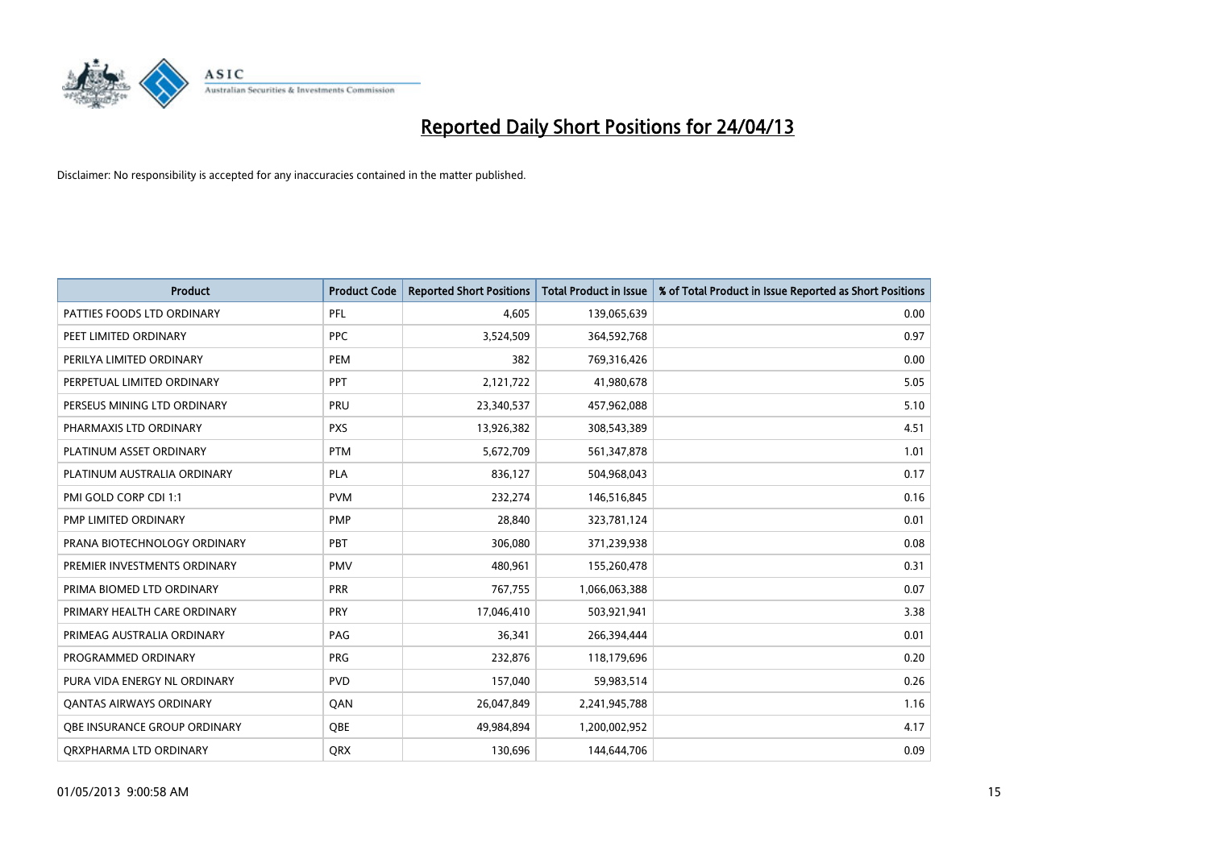# Reported Daily Short Positions for 24/04/13

Disclaimer: No responsibility is accepted for any inaccuracies contained in the matter published.

| Product | Product Code | Reported Short Positions | Total Product in Issue | % of Total Product in Issue Reported as Short Positions |
|---|---|---|---|---|
| PATTIES FOODS LTD ORDINARY | PFL | 4,605 | 139,065,639 | 0.00 |
| PEET LIMITED ORDINARY | PPC | 3,524,509 | 364,592,768 | 0.97 |
| PERILYA LIMITED ORDINARY | PEM | 382 | 769,316,426 | 0.00 |
| PERPETUAL LIMITED ORDINARY | PPT | 2,121,722 | 41,980,678 | 5.05 |
| PERSEUS MINING LTD ORDINARY | PRU | 23,340,537 | 457,962,088 | 5.10 |
| PHARMAXIS LTD ORDINARY | PXS | 13,926,382 | 308,543,389 | 4.51 |
| PLATINUM ASSET ORDINARY | PTM | 5,672,709 | 561,347,878 | 1.01 |
| PLATINUM AUSTRALIA ORDINARY | PLA | 836,127 | 504,968,043 | 0.17 |
| PMI GOLD CORP CDI 1:1 | PVM | 232,274 | 146,516,845 | 0.16 |
| PMP LIMITED ORDINARY | PMP | 28,840 | 323,781,124 | 0.01 |
| PRANA BIOTECHNOLOGY ORDINARY | PBT | 306,080 | 371,239,938 | 0.08 |
| PREMIER INVESTMENTS ORDINARY | PMV | 480,961 | 155,260,478 | 0.31 |
| PRIMA BIOMED LTD ORDINARY | PRR | 767,755 | 1,066,063,388 | 0.07 |
| PRIMARY HEALTH CARE ORDINARY | PRY | 17,046,410 | 503,921,941 | 3.38 |
| PRIMEAG AUSTRALIA ORDINARY | PAG | 36,341 | 266,394,444 | 0.01 |
| PROGRAMMED ORDINARY | PRG | 232,876 | 118,179,696 | 0.20 |
| PURA VIDA ENERGY NL ORDINARY | PVD | 157,040 | 59,983,514 | 0.26 |
| QANTAS AIRWAYS ORDINARY | QAN | 26,047,849 | 2,241,945,788 | 1.16 |
| QBE INSURANCE GROUP ORDINARY | QBE | 49,984,894 | 1,200,002,952 | 4.17 |
| QRXPHARMA LTD ORDINARY | QRX | 130,696 | 144,644,706 | 0.09 |

01/05/2013 9:00:58 AM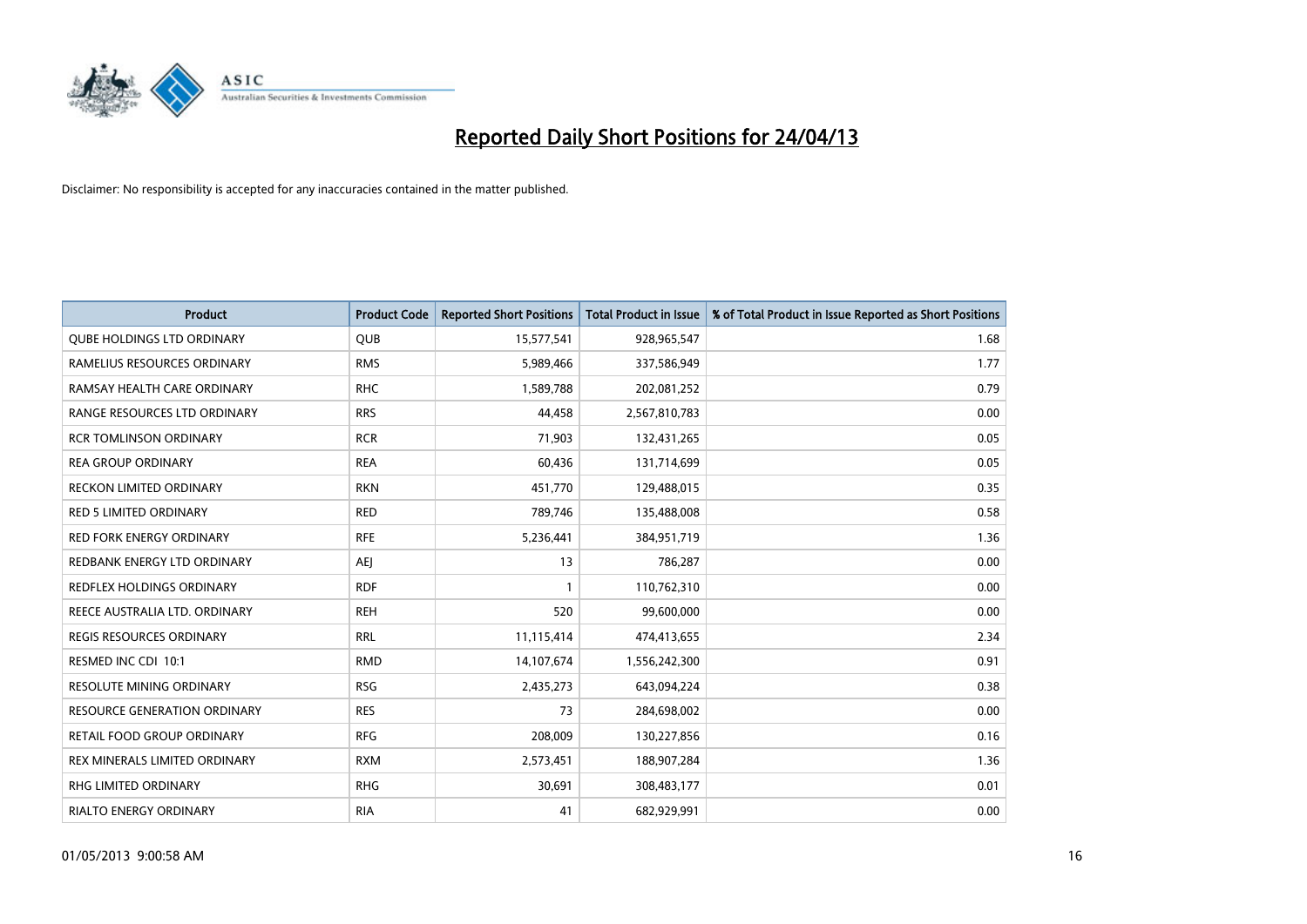# Reported Daily Short Positions for 24/04/13

Disclaimer: No responsibility is accepted for any inaccuracies contained in the matter published.

| Product | Product Code | Reported Short Positions | Total Product in Issue | % of Total Product in Issue Reported as Short Positions |
|---|---|---|---|---|
| QUBE HOLDINGS LTD ORDINARY | QUB | 15,577,541 | 928,965,547 | 1.68 |
| RAMELIUS RESOURCES ORDINARY | RMS | 5,989,466 | 337,586,949 | 1.77 |
| RAMSAY HEALTH CARE ORDINARY | RHC | 1,589,788 | 202,081,252 | 0.79 |
| RANGE RESOURCES LTD ORDINARY | RRS | 44,458 | 2,567,810,783 | 0.00 |
| RCR TOMLINSON ORDINARY | RCR | 71,903 | 132,431,265 | 0.05 |
| REA GROUP ORDINARY | REA | 60,436 | 131,714,699 | 0.05 |
| RECKON LIMITED ORDINARY | RKN | 451,770 | 129,488,015 | 0.35 |
| RED 5 LIMITED ORDINARY | RED | 789,746 | 135,488,008 | 0.58 |
| RED FORK ENERGY ORDINARY | RFE | 5,236,441 | 384,951,719 | 1.36 |
| REDBANK ENERGY LTD ORDINARY | AEJ | 13 | 786,287 | 0.00 |
| REDFLEX HOLDINGS ORDINARY | RDF | 1 | 110,762,310 | 0.00 |
| REECE AUSTRALIA LTD. ORDINARY | REH | 520 | 99,600,000 | 0.00 |
| REGIS RESOURCES ORDINARY | RRL | 11,115,414 | 474,413,655 | 2.34 |
| RESMED INC CDI 10:1 | RMD | 14,107,674 | 1,556,242,300 | 0.91 |
| RESOLUTE MINING ORDINARY | RSG | 2,435,273 | 643,094,224 | 0.38 |
| RESOURCE GENERATION ORDINARY | RES | 73 | 284,698,002 | 0.00 |
| RETAIL FOOD GROUP ORDINARY | RFG | 208,009 | 130,227,856 | 0.16 |
| REX MINERALS LIMITED ORDINARY | RXM | 2,573,451 | 188,907,284 | 1.36 |
| RHG LIMITED ORDINARY | RHG | 30,691 | 308,483,177 | 0.01 |
| RIALTO ENERGY ORDINARY | RIA | 41 | 682,929,991 | 0.00 |

01/05/2013 9:00:58 AM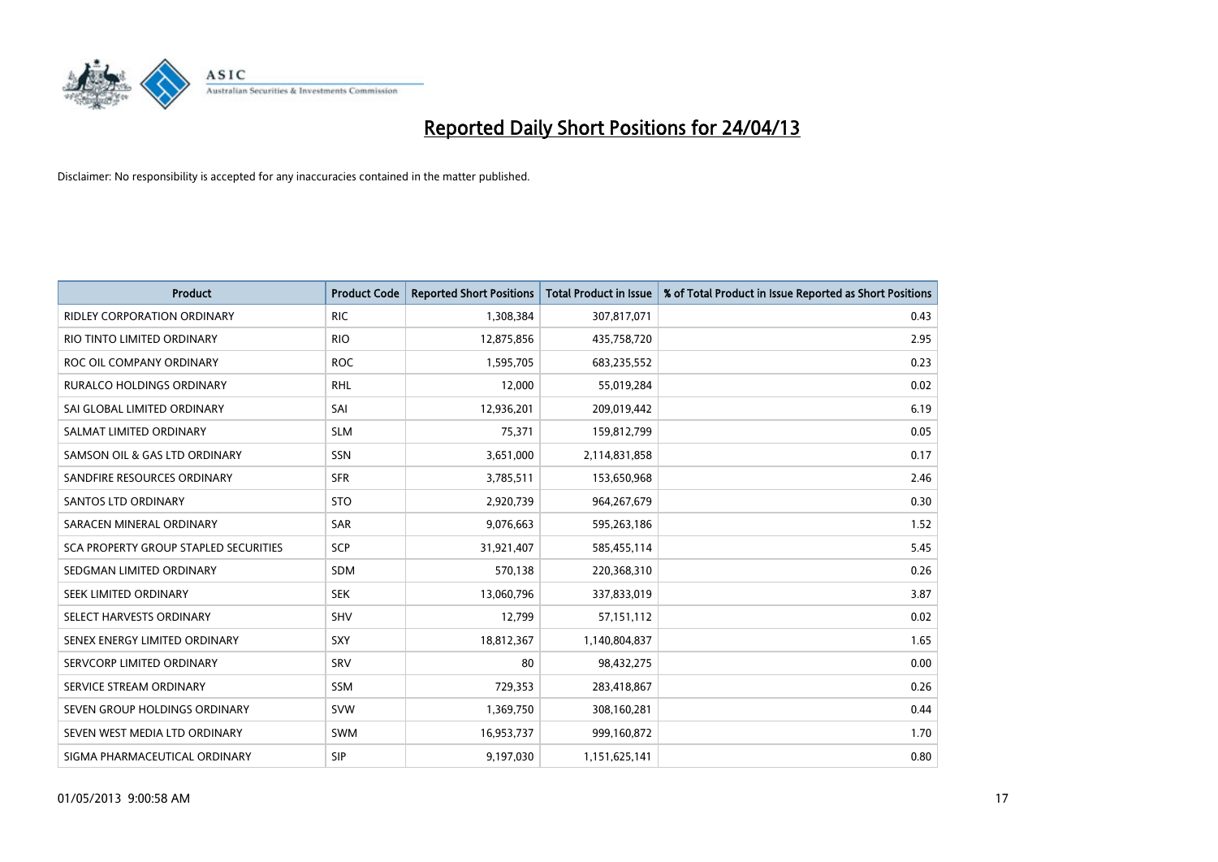# Reported Daily Short Positions for 24/04/13

Disclaimer: No responsibility is accepted for any inaccuracies contained in the matter published.

| Product | Product Code | Reported Short Positions | Total Product in Issue | % of Total Product in Issue Reported as Short Positions |
|---|---|---|---|---|
| RIDLEY CORPORATION ORDINARY | RIC | 1,308,384 | 307,817,071 | 0.43 |
| RIO TINTO LIMITED ORDINARY | RIO | 12,875,856 | 435,758,720 | 2.95 |
| ROC OIL COMPANY ORDINARY | ROC | 1,595,705 | 683,235,552 | 0.23 |
| RURALCO HOLDINGS ORDINARY | RHL | 12,000 | 55,019,284 | 0.02 |
| SAI GLOBAL LIMITED ORDINARY | SAI | 12,936,201 | 209,019,442 | 6.19 |
| SALMAT LIMITED ORDINARY | SLM | 75,371 | 159,812,799 | 0.05 |
| SAMSON OIL & GAS LTD ORDINARY | SSN | 3,651,000 | 2,114,831,858 | 0.17 |
| SANDFIRE RESOURCES ORDINARY | SFR | 3,785,511 | 153,650,968 | 2.46 |
| SANTOS LTD ORDINARY | STO | 2,920,739 | 964,267,679 | 0.30 |
| SARACEN MINERAL ORDINARY | SAR | 9,076,663 | 595,263,186 | 1.52 |
| SCA PROPERTY GROUP STAPLED SECURITIES | SCP | 31,921,407 | 585,455,114 | 5.45 |
| SEDGMAN LIMITED ORDINARY | SDM | 570,138 | 220,368,310 | 0.26 |
| SEEK LIMITED ORDINARY | SEK | 13,060,796 | 337,833,019 | 3.87 |
| SELECT HARVESTS ORDINARY | SHV | 12,799 | 57,151,112 | 0.02 |
| SENEX ENERGY LIMITED ORDINARY | SXY | 18,812,367 | 1,140,804,837 | 1.65 |
| SERVCORP LIMITED ORDINARY | SRV | 80 | 98,432,275 | 0.00 |
| SERVICE STREAM ORDINARY | SSM | 729,353 | 283,418,867 | 0.26 |
| SEVEN GROUP HOLDINGS ORDINARY | SVW | 1,369,750 | 308,160,281 | 0.44 |
| SEVEN WEST MEDIA LTD ORDINARY | SWM | 16,953,737 | 999,160,872 | 1.70 |
| SIGMA PHARMACEUTICAL ORDINARY | SIP | 9,197,030 | 1,151,625,141 | 0.80 |

01/05/2013 9:00:58 AM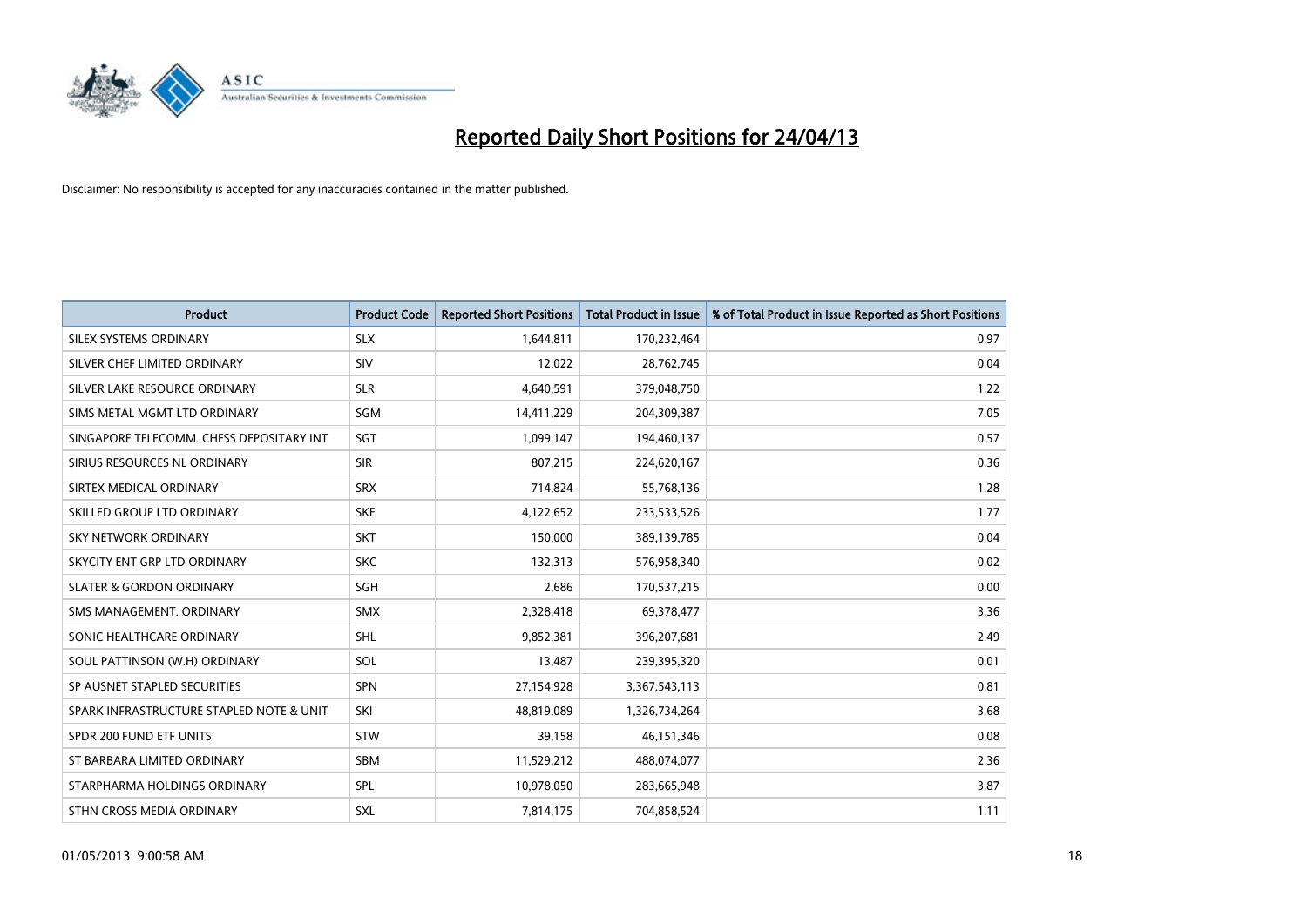# Reported Daily Short Positions for 24/04/13

Disclaimer: No responsibility is accepted for any inaccuracies contained in the matter published.

| Product | Product Code | Reported Short Positions | Total Product in Issue | % of Total Product in Issue Reported as Short Positions |
|---|---|---|---|---|
| SILEX SYSTEMS ORDINARY | SLX | 1,644,811 | 170,232,464 | 0.97 |
| SILVER CHEF LIMITED ORDINARY | SIV | 12,022 | 28,762,745 | 0.04 |
| SILVER LAKE RESOURCE ORDINARY | SLR | 4,640,591 | 379,048,750 | 1.22 |
| SIMS METAL MGMT LTD ORDINARY | SGM | 14,411,229 | 204,309,387 | 7.05 |
| SINGAPORE TELECOMM. CHESS DEPOSITARY INT | SGT | 1,099,147 | 194,460,137 | 0.57 |
| SIRIUS RESOURCES NL ORDINARY | SIR | 807,215 | 224,620,167 | 0.36 |
| SIRTEX MEDICAL ORDINARY | SRX | 714,824 | 55,768,136 | 1.28 |
| SKILLED GROUP LTD ORDINARY | SKE | 4,122,652 | 233,533,526 | 1.77 |
| SKY NETWORK ORDINARY | SKT | 150,000 | 389,139,785 | 0.04 |
| SKYCITY ENT GRP LTD ORDINARY | SKC | 132,313 | 576,958,340 | 0.02 |
| SLATER & GORDON ORDINARY | SGH | 2,686 | 170,537,215 | 0.00 |
| SMS MANAGEMENT. ORDINARY | SMX | 2,328,418 | 69,378,477 | 3.36 |
| SONIC HEALTHCARE ORDINARY | SHL | 9,852,381 | 396,207,681 | 2.49 |
| SOUL PATTINSON (W.H) ORDINARY | SOL | 13,487 | 239,395,320 | 0.01 |
| SP AUSNET STAPLED SECURITIES | SPN | 27,154,928 | 3,367,543,113 | 0.81 |
| SPARK INFRASTRUCTURE STAPLED NOTE & UNIT | SKI | 48,819,089 | 1,326,734,264 | 3.68 |
| SPDR 200 FUND ETF UNITS | STW | 39,158 | 46,151,346 | 0.08 |
| ST BARBARA LIMITED ORDINARY | SBM | 11,529,212 | 488,074,077 | 2.36 |
| STARPHARMA HOLDINGS ORDINARY | SPL | 10,978,050 | 283,665,948 | 3.87 |
| STHN CROSS MEDIA ORDINARY | SXL | 7,814,175 | 704,858,524 | 1.11 |

01/05/2013 9:00:58 AM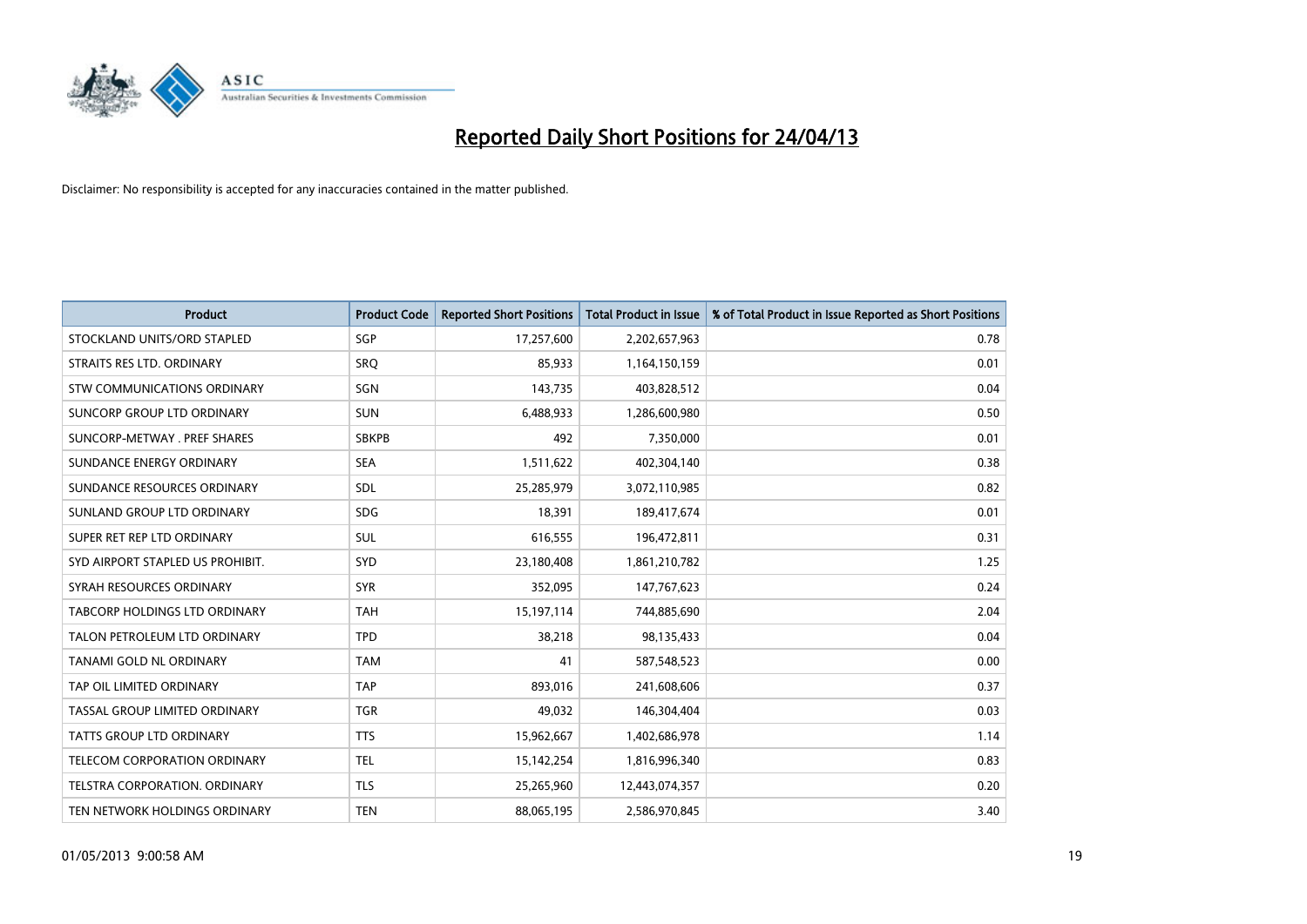# Reported Daily Short Positions for 24/04/13

Disclaimer: No responsibility is accepted for any inaccuracies contained in the matter published.

| Product | Product Code | Reported Short Positions | Total Product in Issue | % of Total Product in Issue Reported as Short Positions |
|---|---|---|---|---|
| STOCKLAND UNITS/ORD STAPLED | SGP | 17,257,600 | 2,202,657,963 | 0.78 |
| STRAITS RES LTD. ORDINARY | SRQ | 85,933 | 1,164,150,159 | 0.01 |
| STW COMMUNICATIONS ORDINARY | SGN | 143,735 | 403,828,512 | 0.04 |
| SUNCORP GROUP LTD ORDINARY | SUN | 6,488,933 | 1,286,600,980 | 0.50 |
| SUNCORP-METWAY . PREF SHARES | SBKPB | 492 | 7,350,000 | 0.01 |
| SUNDANCE ENERGY ORDINARY | SEA | 1,511,622 | 402,304,140 | 0.38 |
| SUNDANCE RESOURCES ORDINARY | SDL | 25,285,979 | 3,072,110,985 | 0.82 |
| SUNLAND GROUP LTD ORDINARY | SDG | 18,391 | 189,417,674 | 0.01 |
| SUPER RET REP LTD ORDINARY | SUL | 616,555 | 196,472,811 | 0.31 |
| SYD AIRPORT STAPLED US PROHIBIT. | SYD | 23,180,408 | 1,861,210,782 | 1.25 |
| SYRAH RESOURCES ORDINARY | SYR | 352,095 | 147,767,623 | 0.24 |
| TABCORP HOLDINGS LTD ORDINARY | TAH | 15,197,114 | 744,885,690 | 2.04 |
| TALON PETROLEUM LTD ORDINARY | TPD | 38,218 | 98,135,433 | 0.04 |
| TANAMI GOLD NL ORDINARY | TAM | 41 | 587,548,523 | 0.00 |
| TAP OIL LIMITED ORDINARY | TAP | 893,016 | 241,608,606 | 0.37 |
| TASSAL GROUP LIMITED ORDINARY | TGR | 49,032 | 146,304,404 | 0.03 |
| TATTS GROUP LTD ORDINARY | TTS | 15,962,667 | 1,402,686,978 | 1.14 |
| TELECOM CORPORATION ORDINARY | TEL | 15,142,254 | 1,816,996,340 | 0.83 |
| TELSTRA CORPORATION. ORDINARY | TLS | 25,265,960 | 12,443,074,357 | 0.20 |
| TEN NETWORK HOLDINGS ORDINARY | TEN | 88,065,195 | 2,586,970,845 | 3.40 |

01/05/2013 9:00:58 AM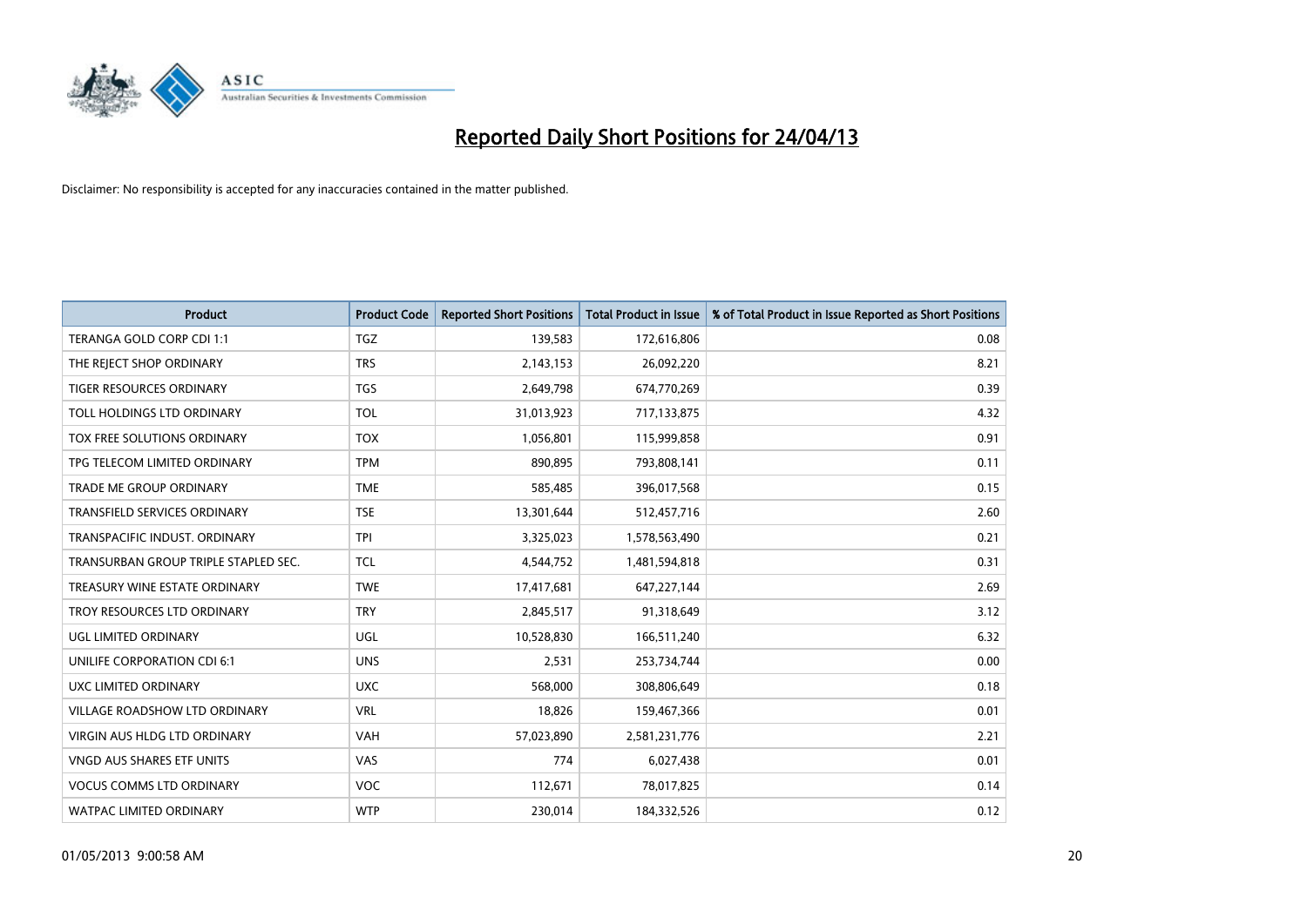# Reported Daily Short Positions for 24/04/13

Disclaimer: No responsibility is accepted for any inaccuracies contained in the matter published.

| Product | Product Code | Reported Short Positions | Total Product in Issue | % of Total Product in Issue Reported as Short Positions |
|---|---|---|---|---|
| TERANGA GOLD CORP CDI 1:1 | TGZ | 139,583 | 172,616,806 | 0.08 |
| THE REJECT SHOP ORDINARY | TRS | 2,143,153 | 26,092,220 | 8.21 |
| TIGER RESOURCES ORDINARY | TGS | 2,649,798 | 674,770,269 | 0.39 |
| TOLL HOLDINGS LTD ORDINARY | TOL | 31,013,923 | 717,133,875 | 4.32 |
| TOX FREE SOLUTIONS ORDINARY | TOX | 1,056,801 | 115,999,858 | 0.91 |
| TPG TELECOM LIMITED ORDINARY | TPM | 890,895 | 793,808,141 | 0.11 |
| TRADE ME GROUP ORDINARY | TME | 585,485 | 396,017,568 | 0.15 |
| TRANSFIELD SERVICES ORDINARY | TSE | 13,301,644 | 512,457,716 | 2.60 |
| TRANSPACIFIC INDUST. ORDINARY | TPI | 3,325,023 | 1,578,563,490 | 0.21 |
| TRANSURBAN GROUP TRIPLE STAPLED SEC. | TCL | 4,544,752 | 1,481,594,818 | 0.31 |
| TREASURY WINE ESTATE ORDINARY | TWE | 17,417,681 | 647,227,144 | 2.69 |
| TROY RESOURCES LTD ORDINARY | TRY | 2,845,517 | 91,318,649 | 3.12 |
| UGL LIMITED ORDINARY | UGL | 10,528,830 | 166,511,240 | 6.32 |
| UNILIFE CORPORATION CDI 6:1 | UNS | 2,531 | 253,734,744 | 0.00 |
| UXC LIMITED ORDINARY | UXC | 568,000 | 308,806,649 | 0.18 |
| VILLAGE ROADSHOW LTD ORDINARY | VRL | 18,826 | 159,467,366 | 0.01 |
| VIRGIN AUS HLDG LTD ORDINARY | VAH | 57,023,890 | 2,581,231,776 | 2.21 |
| VNGD AUS SHARES ETF UNITS | VAS | 774 | 6,027,438 | 0.01 |
| VOCUS COMMS LTD ORDINARY | VOC | 112,671 | 78,017,825 | 0.14 |
| WATPAC LIMITED ORDINARY | WTP | 230,014 | 184,332,526 | 0.12 |

01/05/2013 9:00:58 AM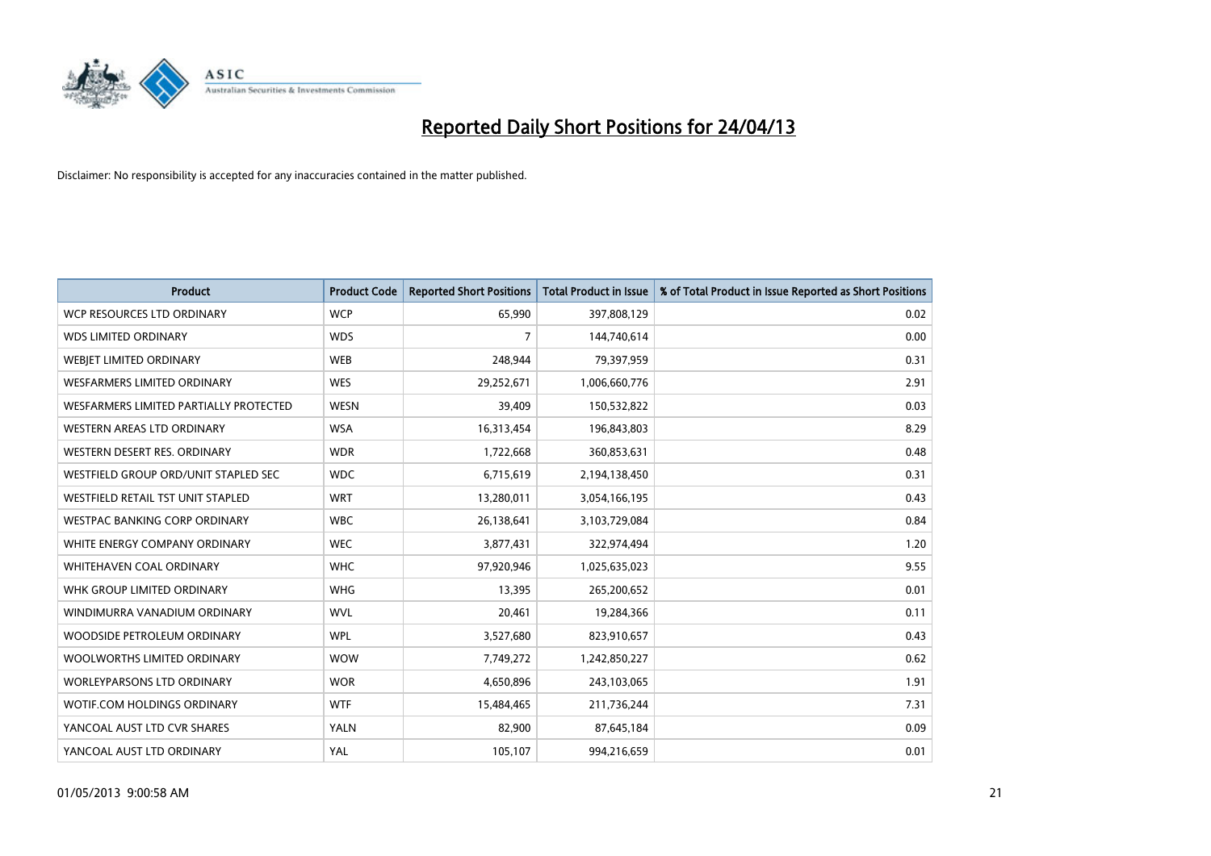# Reported Daily Short Positions for 24/04/13

Disclaimer: No responsibility is accepted for any inaccuracies contained in the matter published.

| Product | Product Code | Reported Short Positions | Total Product in Issue | % of Total Product in Issue Reported as Short Positions |
|---|---|---|---|---|
| WCP RESOURCES LTD ORDINARY | WCP | 65,990 | 397,808,129 | 0.02 |
| WDS LIMITED ORDINARY | WDS | 7 | 144,740,614 | 0.00 |
| WEBJET LIMITED ORDINARY | WEB | 248,944 | 79,397,959 | 0.31 |
| WESFARMERS LIMITED ORDINARY | WES | 29,252,671 | 1,006,660,776 | 2.91 |
| WESFARMERS LIMITED PARTIALLY PROTECTED | WESN | 39,409 | 150,532,822 | 0.03 |
| WESTERN AREAS LTD ORDINARY | WSA | 16,313,454 | 196,843,803 | 8.29 |
| WESTERN DESERT RES. ORDINARY | WDR | 1,722,668 | 360,853,631 | 0.48 |
| WESTFIELD GROUP ORD/UNIT STAPLED SEC | WDC | 6,715,619 | 2,194,138,450 | 0.31 |
| WESTFIELD RETAIL TST UNIT STAPLED | WRT | 13,280,011 | 3,054,166,195 | 0.43 |
| WESTPAC BANKING CORP ORDINARY | WBC | 26,138,641 | 3,103,729,084 | 0.84 |
| WHITE ENERGY COMPANY ORDINARY | WEC | 3,877,431 | 322,974,494 | 1.20 |
| WHITEHAVEN COAL ORDINARY | WHC | 97,920,946 | 1,025,635,023 | 9.55 |
| WHK GROUP LIMITED ORDINARY | WHG | 13,395 | 265,200,652 | 0.01 |
| WINDIMURRA VANADIUM ORDINARY | WVL | 20,461 | 19,284,366 | 0.11 |
| WOODSIDE PETROLEUM ORDINARY | WPL | 3,527,680 | 823,910,657 | 0.43 |
| WOOLWORTHS LIMITED ORDINARY | WOW | 7,749,272 | 1,242,850,227 | 0.62 |
| WORLEYPARSONS LTD ORDINARY | WOR | 4,650,896 | 243,103,065 | 1.91 |
| WOTIF.COM HOLDINGS ORDINARY | WTF | 15,484,465 | 211,736,244 | 7.31 |
| YANCOAL AUST LTD CVR SHARES | YALN | 82,900 | 87,645,184 | 0.09 |
| YANCOAL AUST LTD ORDINARY | YAL | 105,107 | 994,216,659 | 0.01 |

01/05/2013 9:00:58 AM